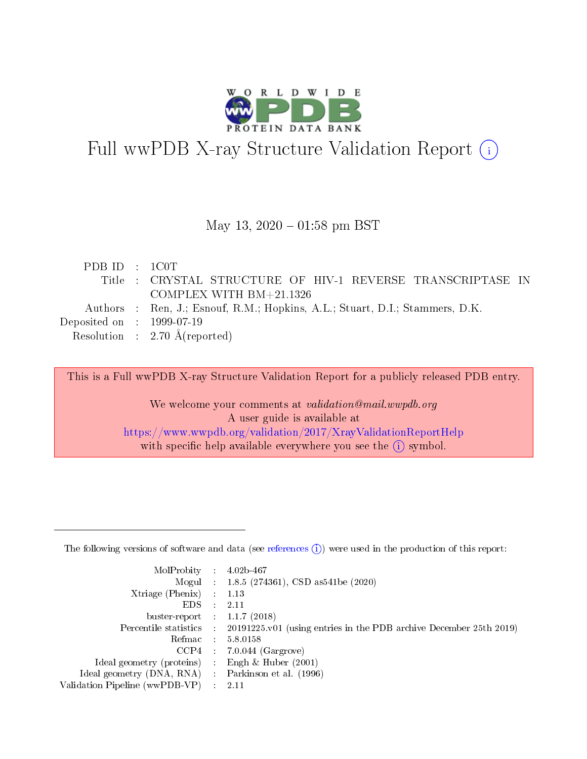# Full wwPDB X-ray Structure Validation Report (i)

May 13, 2020 – 01:58 pm BST

| | | |
|---|---|---|
| PDB ID | : | 1C0T |
| Title | : | CRYSTAL STRUCTURE OF HIV-1 REVERSE TRANSCRIPTASE IN COMPLEX WITH BM+21.1326 |
| Authors | : | Ren, J.; Esnouf, R.M.; Hopkins, A.L.; Stuart, D.I.; Stammers, D.K. |
| Deposited on | : | 1999-07-19 |
| Resolution | : | 2.70 Å(reported) |

This is a Full wwPDB X-ray Structure Validation Report for a publicly released PDB entry.

We welcome your comments at *validation@mail.wwpdb.org*
A user guide is available at
https://www.wwpdb.org/validation/2017/XrayValidationReportHelp
with specific help available everywhere you see the (i) symbol.

The following versions of software and data (see references (i)) were used in the production of this report:

| | | |
|---|---|---|
| MolProbity | : | 4.02b-467 |
| Mogul | : | 1.8.5 (274361), CSD as541be (2020) |
| Xtriage (Phenix) | : | 1.13 |
| EDS | : | 2.11 |
| buster-report | : | 1.1.7 (2018) |
| Percentile statistics | : | 20191225.v01 (using entries in the PDB archive December 25th 2019) |
| Refmac | : | 5.8.0158 |
| CCP4 | : | 7.0.044 (Gargrove) |
| Ideal geometry (proteins) | : | Engh & Huber (2001) |
| Ideal geometry (DNA, RNA) | : | Parkinson et al. (1996) |
| Validation Pipeline (wwPDB-VP) | : | 2.11 |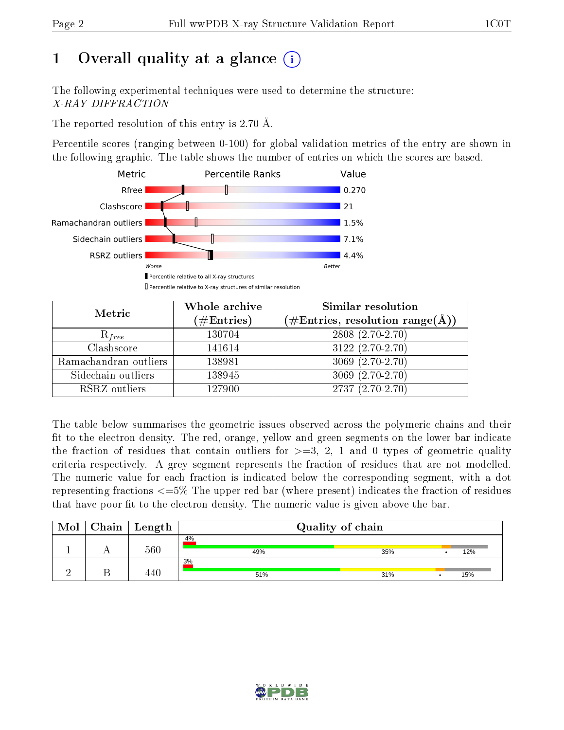# 1 Overall quality at a glance

The following experimental techniques were used to determine the structure:
*X-RAY DIFFRACTION*

The reported resolution of this entry is 2.70 Å.

Percentile scores (ranging between 0-100) for global validation metrics of the entry are shown in the following graphic. The table shows the number of entries on which the scores are based.

| Metric | Value |
|---|---|
| Rfree | 0.270 |
| Clashscore | 21 |
| Ramachandran outliers | 1.5% |
| Sidechain outliers | 7.1% |
| RSRZ outliers | 4.4% |

| Metric | Whole archive (#Entries) | Similar resolution (#Entries, resolution range(Å)) |
|---|---|---|
| $R_{free}$ | 130704 | 2808 (2.70-2.70) |
| Clashscore | 141614 | 3122 (2.70-2.70) |
| Ramachandran outliers | 138981 | 3069 (2.70-2.70) |
| Sidechain outliers | 138945 | 3069 (2.70-2.70) |
| RSRZ outliers | 127900 | 2737 (2.70-2.70) |

The table below summarises the geometric issues observed across the polymeric chains and their fit to the electron density. The red, orange, yellow and green segments on the lower bar indicate the fraction of residues that contain outliers for >=3, 2, 1 and 0 types of geometric quality criteria respectively. A grey segment represents the fraction of residues that are not modelled. The numeric value for each fraction is indicated below the corresponding segment, with a dot representing fractions <=5% The upper red bar (where present) indicates the fraction of residues that have poor fit to the electron density. The numeric value is given above the bar.

| Mol | Chain | Length | Quality of chain |
|---|---|---|---|
| 1 | A | 560 | 4% / 49% / 35% / • / 12% |
| 2 | B | 440 | 3% / 51% / 31% / • / 15% |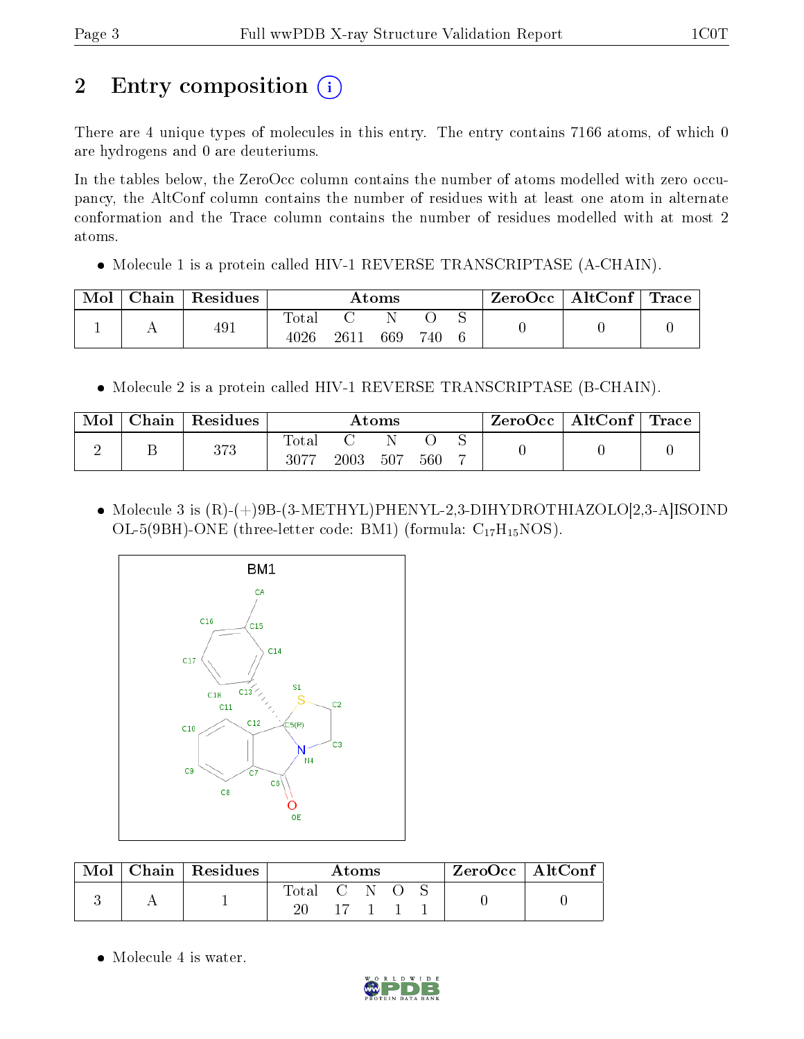# 2 Entry composition

There are 4 unique types of molecules in this entry. The entry contains 7166 atoms, of which 0 are hydrogens and 0 are deuteriums.

In the tables below, the ZeroOcc column contains the number of atoms modelled with zero occupancy, the AltConf column contains the number of residues with at least one atom in alternate conformation and the Trace column contains the number of residues modelled with at most 2 atoms.

- Molecule 1 is a protein called HIV-1 REVERSE TRANSCRIPTASE (A-CHAIN).

| Mol | Chain | Residues | Atoms | | | | | ZeroOcc | AltConf | Trace |
|---|---|---|---|---|---|---|---|---|---|---|
| 1 | A | 491 | Total | C | N | O | S | 0 | 0 | 0 |
| | | | 4026 | 2611 | 669 | 740 | 6 | | | |

- Molecule 2 is a protein called HIV-1 REVERSE TRANSCRIPTASE (B-CHAIN).

| Mol | Chain | Residues | Atoms | | | | | ZeroOcc | AltConf | Trace |
|---|---|---|---|---|---|---|---|---|---|---|
| 2 | B | 373 | Total | C | N | O | S | 0 | 0 | 0 |
| | | | 3077 | 2003 | 507 | 560 | 7 | | | |

- Molecule 3 is (R)-(+)9B-(3-METHYL)PHENYL-2,3-DIHYDROTHIAZOLO[2,3-A]ISOINDOL-5(9BH)-ONE (three-letter code: BM1) (formula: $C_{17}H_{15}NOS$).

| Mol | Chain | Residues | Atoms | | | | | ZeroOcc | AltConf |
|---|---|---|---|---|---|---|---|---|---|
| 3 | A | 1 | Total | C | N | O | S | 0 | 0 |
| | | | 20 | 17 | 1 | 1 | 1 | | |

- Molecule 4 is water.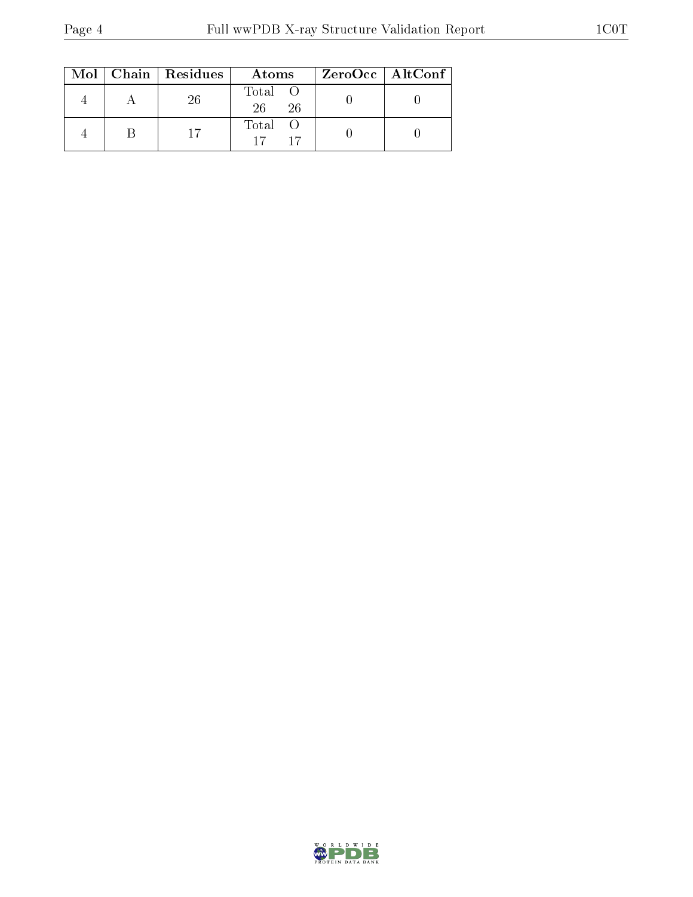| Mol | Chain | Residues | Atoms | | ZeroOcc | AltConf |
|---|---|---|---|---|---|---|
| 4 | A | 26 | Total<br>26 | O<br>26 | 0 | 0 |
| 4 | B | 17 | Total<br>17 | O<br>17 | 0 | 0 |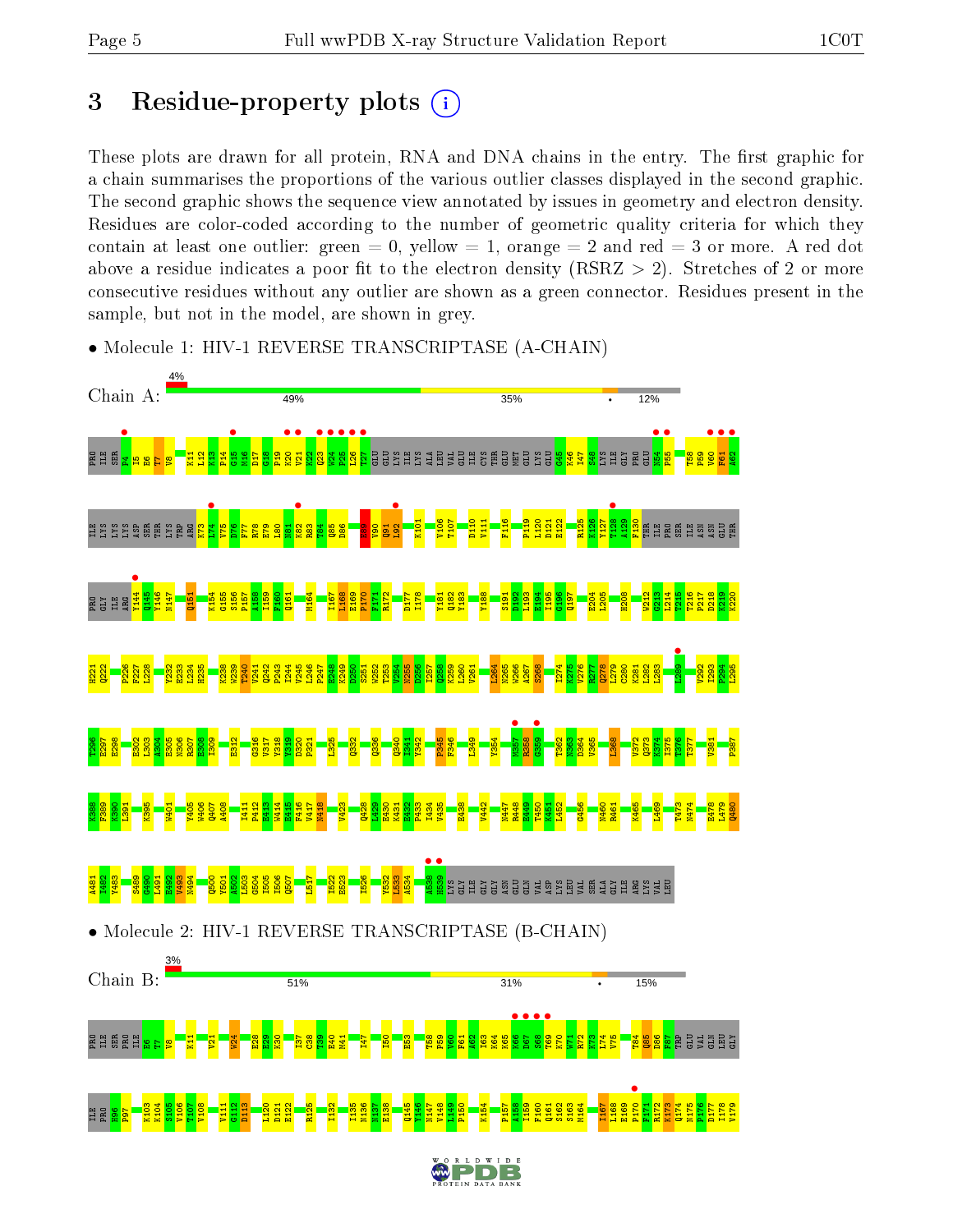# 3 Residue-property plots

These plots are drawn for all protein, RNA and DNA chains in the entry. The first graphic for a chain summarises the proportions of the various outlier classes displayed in the second graphic. The second graphic shows the sequence view annotated by issues in geometry and electron density. Residues are color-coded according to the number of geometric quality criteria for which they contain at least one outlier: green = 0, yellow = 1, orange = 2 and red = 3 or more. A red dot above a residue indicates a poor fit to the electron density (RSRZ > 2). Stretches of 2 or more consecutive residues without any outlier are shown as a green connector. Residues present in the sample, but not in the model, are shown in grey.

- Molecule 1: HIV-1 REVERSE TRANSCRIPTASE (A-CHAIN)

Chain A: 4% | 49% | 35% | • | 12%

- Molecule 2: HIV-1 REVERSE TRANSCRIPTASE (B-CHAIN)

Chain B: 3% | 51% | 31% | • | 15%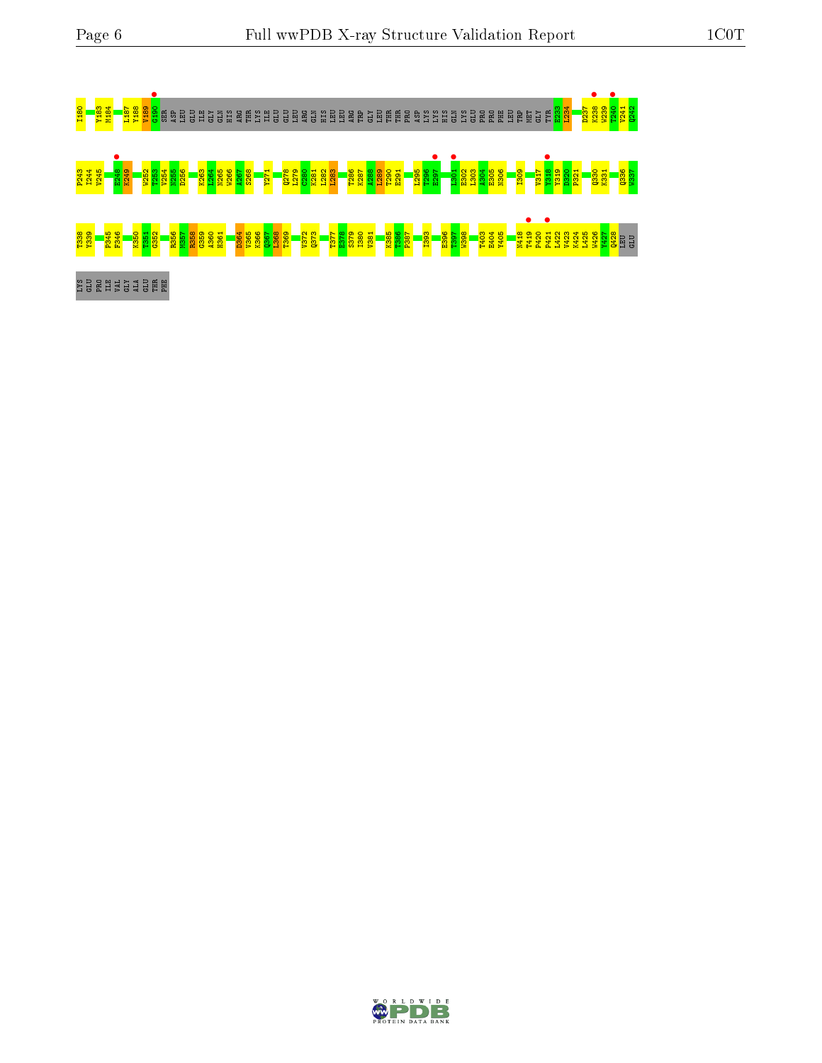I180 Y183 M184 L187 Y188 V189 G190 SER ASP LEU GLU ILE GLY GLN HIS ARG THR LYS ILE GLU GLU LEU ARG GLN HIS LEU LEU ARG TRP GLY LEU THR THR PRO ASP LYS LYS HIS GLN LYS GLU PRO PRO PHE LEU TRP MET GLY TYR E233 L234 D237 K238 W239 T240 V241 Q242

P243 I244 V245 E248 K249 W252 T253 V254 N255 D256 K263 L264 N265 W266 A267 S268 Y271 Q278 L279 C280 K281 L282 L283 T286 K287 A288 L289 T290 E291 L295 T296 E297 I301 E302 L303 A304 E305 N306 I309 V317 Y318 Y319 D320 P321 Q330 K331 Q336 W337

T338 Y339 P345 F346 K350 T351 G352 R356 M357 R358 G359 A360 H361 D364 V365 K366 Q367 L368 T369 V372 Q373 T377 E378 S379 I380 V381 K385 T386 P387 I393 E396 T397 W398 T403 E404 Y405 N418 T419 P420 P421 L422 V423 K424 L425 W426 Y427 Q428 LEU GLU

LYS GLU PRO ILE VAL GLY ALA GLU THR PHE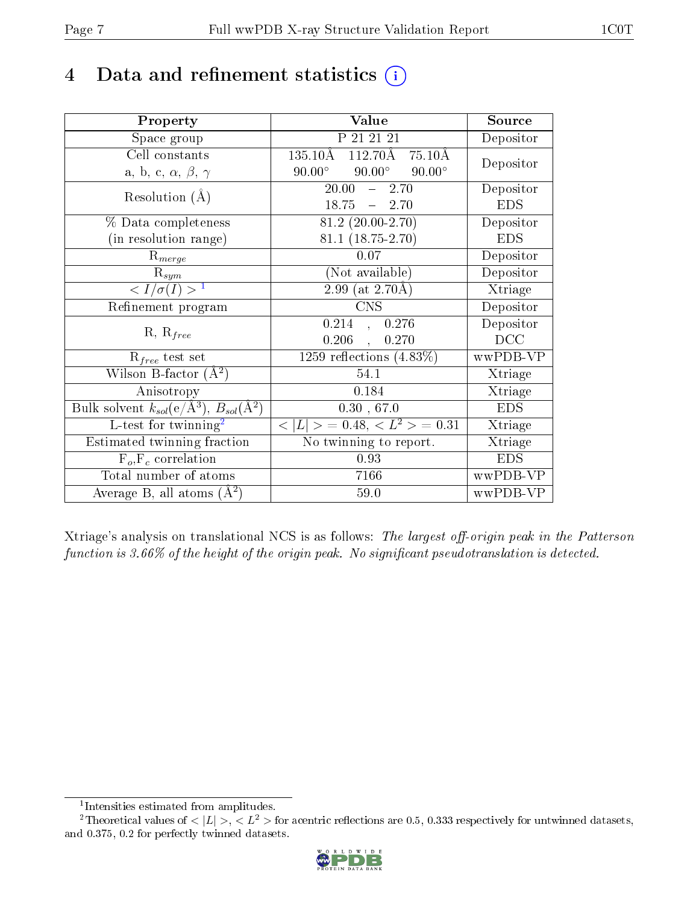# 4 Data and refinement statistics (i)

| Property | Value | Source |
|---|---|---|
| Space group | P 21 21 21 | Depositor |
| Cell constants<br>a, b, c, $\alpha$, $\beta$, $\gamma$ | 135.10Å 112.70Å 75.10Å<br>90.00° 90.00° 90.00° | Depositor |
| Resolution (Å) | 20.00 – 2.70<br>18.75 – 2.70 | Depositor<br>EDS |
| % Data completeness<br>(in resolution range) | 81.2 (20.00-2.70)<br>81.1 (18.75-2.70) | Depositor<br>EDS |
| $R_{merge}$ | 0.07 | Depositor |
| $R_{sym}$ | (Not available) | Depositor |
| $< I/\sigma(I) >$ [1] | 2.99 (at 2.70Å) | Xtriage |
| Refinement program | CNS | Depositor |
| R, $R_{free}$ | 0.214 , 0.276<br>0.206 , 0.270 | Depositor<br>DCC |
| $R_{free}$ test set | 1259 reflections (4.83%) | wwPDB-VP |
| Wilson B-factor ($Å^2$) | 54.1 | Xtriage |
| Anisotropy | 0.184 | Xtriage |
| Bulk solvent $k_{sol}$(e/$Å^3$), $B_{sol}$($Å^2$) | 0.30 , 67.0 | EDS |
| L-test for twinning[2] | $< \|L\| >$ = 0.48, $< L^2 >$ = 0.31 | Xtriage |
| Estimated twinning fraction | No twinning to report. | Xtriage |
| $F_o$,$F_c$ correlation | 0.93 | EDS |
| Total number of atoms | 7166 | wwPDB-VP |
| Average B, all atoms ($Å^2$) | 59.0 | wwPDB-VP |

Xtriage's analysis on translational NCS is as follows: *The largest off-origin peak in the Patterson function is 3.66% of the height of the origin peak. No significant pseudotranslation is detected.*

[1] Intensities estimated from amplitudes.

[2] Theoretical values of $< |L| >$, $< L^2 >$ for acentric reflections are 0.5, 0.333 respectively for untwinned datasets, and 0.375, 0.2 for perfectly twinned datasets.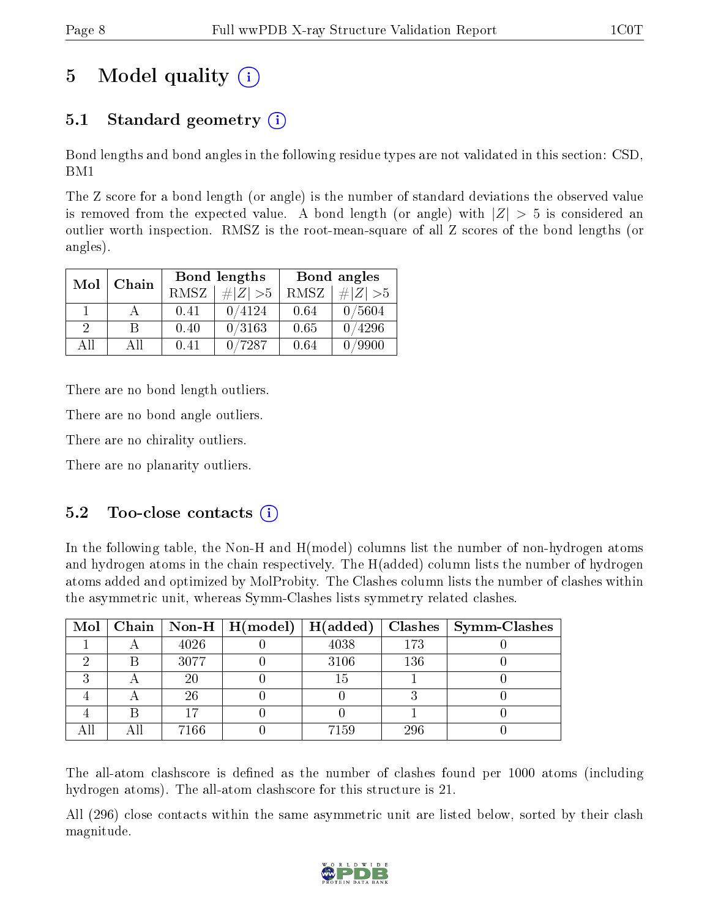# 5 Model quality

## 5.1 Standard geometry

Bond lengths and bond angles in the following residue types are not validated in this section: CSD, BM1

The Z score for a bond length (or angle) is the number of standard deviations the observed value is removed from the expected value. A bond length (or angle) with $|Z| > 5$ is considered an outlier worth inspection. RMSZ is the root-mean-square of all Z scores of the bond lengths (or angles).

| Mol | Chain | Bond lengths | | Bond angles | |
|---|---|---|---|---|---|
| | | RMSZ | #$\|Z\|$ >5 | RMSZ | #$\|Z\|$ >5 |
| 1 | A | 0.41 | 0/4124 | 0.64 | 0/5604 |
| 2 | B | 0.40 | 0/3163 | 0.65 | 0/4296 |
| All | All | 0.41 | 0/7287 | 0.64 | 0/9900 |

There are no bond length outliers.

There are no bond angle outliers.

There are no chirality outliers.

There are no planarity outliers.

## 5.2 Too-close contacts

In the following table, the Non-H and H(model) columns list the number of non-hydrogen atoms and hydrogen atoms in the chain respectively. The H(added) column lists the number of hydrogen atoms added and optimized by MolProbity. The Clashes column lists the number of clashes within the asymmetric unit, whereas Symm-Clashes lists symmetry related clashes.

| Mol | Chain | Non-H | H(model) | H(added) | Clashes | Symm-Clashes |
|---|---|---|---|---|---|---|
| 1 | A | 4026 | 0 | 4038 | 173 | 0 |
| 2 | B | 3077 | 0 | 3106 | 136 | 0 |
| 3 | A | 20 | 0 | 15 | 1 | 0 |
| 4 | A | 26 | 0 | 0 | 3 | 0 |
| 4 | B | 17 | 0 | 0 | 1 | 0 |
| All | All | 7166 | 0 | 7159 | 296 | 0 |

The all-atom clashscore is defined as the number of clashes found per 1000 atoms (including hydrogen atoms). The all-atom clashscore for this structure is 21.

All (296) close contacts within the same asymmetric unit are listed below, sorted by their clash magnitude.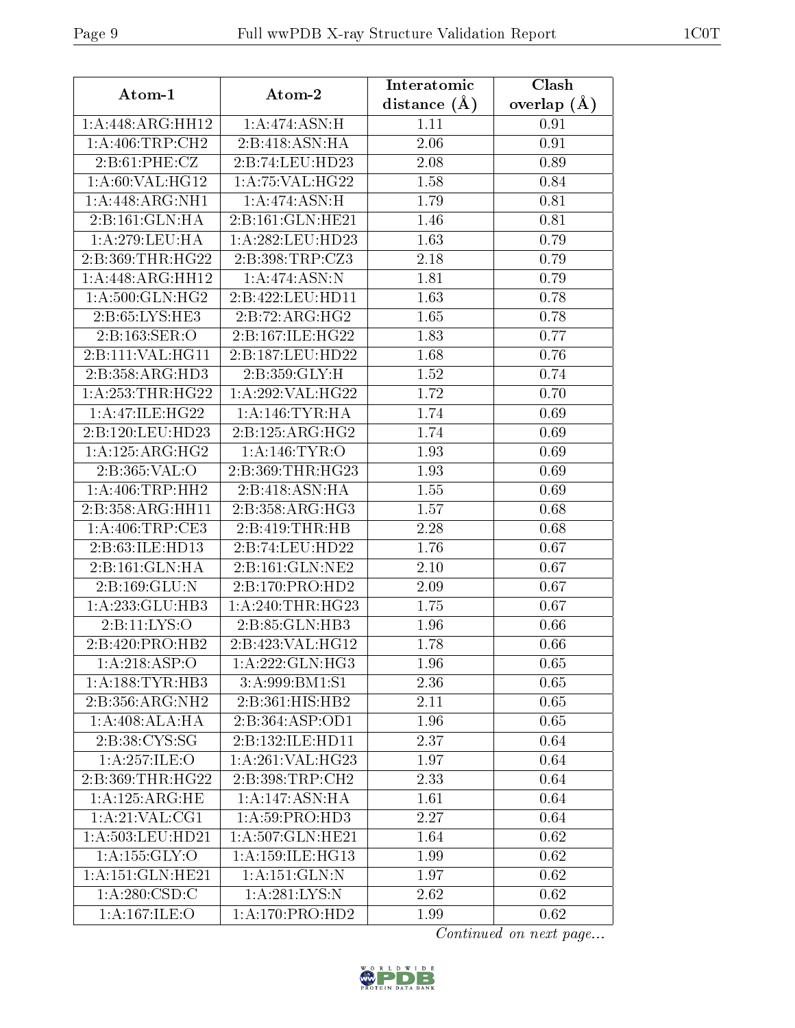| Atom-1 | Atom-2 | Interatomic distance (Å) | Clash overlap (Å) |
|---|---|---|---|
| 1:A:448:ARG:HH12 | 1:A:474:ASN:H | 1.11 | 0.91 |
| 1:A:406:TRP:CH2 | 2:B:418:ASN:HA | 2.06 | 0.91 |
| 2:B:61:PHE:CZ | 2:B:74:LEU:HD23 | 2.08 | 0.89 |
| 1:A:60:VAL:HG12 | 1:A:75:VAL:HG22 | 1.58 | 0.84 |
| 1:A:448:ARG:NH1 | 1:A:474:ASN:H | 1.79 | 0.81 |
| 2:B:161:GLN:HA | 2:B:161:GLN:HE21 | 1.46 | 0.81 |
| 1:A:279:LEU:HA | 1:A:282:LEU:HD23 | 1.63 | 0.79 |
| 2:B:369:THR:HG22 | 2:B:398:TRP:CZ3 | 2.18 | 0.79 |
| 1:A:448:ARG:HH12 | 1:A:474:ASN:N | 1.81 | 0.79 |
| 1:A:500:GLN:HG2 | 2:B:422:LEU:HD11 | 1.63 | 0.78 |
| 2:B:65:LYS:HE3 | 2:B:72:ARG:HG2 | 1.65 | 0.78 |
| 2:B:163:SER:O | 2:B:167:ILE:HG22 | 1.83 | 0.77 |
| 2:B:111:VAL:HG11 | 2:B:187:LEU:HD22 | 1.68 | 0.76 |
| 2:B:358:ARG:HD3 | 2:B:359:GLY:H | 1.52 | 0.74 |
| 1:A:253:THR:HG22 | 1:A:292:VAL:HG22 | 1.72 | 0.70 |
| 1:A:47:ILE:HG22 | 1:A:146:TYR:HA | 1.74 | 0.69 |
| 2:B:120:LEU:HD23 | 2:B:125:ARG:HG2 | 1.74 | 0.69 |
| 1:A:125:ARG:HG2 | 1:A:146:TYR:O | 1.93 | 0.69 |
| 2:B:365:VAL:O | 2:B:369:THR:HG23 | 1.93 | 0.69 |
| 1:A:406:TRP:HH2 | 2:B:418:ASN:HA | 1.55 | 0.69 |
| 2:B:358:ARG:HH11 | 2:B:358:ARG:HG3 | 1.57 | 0.68 |
| 1:A:406:TRP:CE3 | 2:B:419:THR:HB | 2.28 | 0.68 |
| 2:B:63:ILE:HD13 | 2:B:74:LEU:HD22 | 1.76 | 0.67 |
| 2:B:161:GLN:HA | 2:B:161:GLN:NE2 | 2.10 | 0.67 |
| 2:B:169:GLU:N | 2:B:170:PRO:HD2 | 2.09 | 0.67 |
| 1:A:233:GLU:HB3 | 1:A:240:THR:HG23 | 1.75 | 0.67 |
| 2:B:11:LYS:O | 2:B:85:GLN:HB3 | 1.96 | 0.66 |
| 2:B:420:PRO:HB2 | 2:B:423:VAL:HG12 | 1.78 | 0.66 |
| 1:A:218:ASP:O | 1:A:222:GLN:HG3 | 1.96 | 0.65 |
| 1:A:188:TYR:HB3 | 3:A:999:BM1:S1 | 2.36 | 0.65 |
| 2:B:356:ARG:NH2 | 2:B:361:HIS:HB2 | 2.11 | 0.65 |
| 1:A:408:ALA:HA | 2:B:364:ASP:OD1 | 1.96 | 0.65 |
| 2:B:38:CYS:SG | 2:B:132:ILE:HD11 | 2.37 | 0.64 |
| 1:A:257:ILE:O | 1:A:261:VAL:HG23 | 1.97 | 0.64 |
| 2:B:369:THR:HG22 | 2:B:398:TRP:CH2 | 2.33 | 0.64 |
| 1:A:125:ARG:HE | 1:A:147:ASN:HA | 1.61 | 0.64 |
| 1:A:21:VAL:CG1 | 1:A:59:PRO:HD3 | 2.27 | 0.64 |
| 1:A:503:LEU:HD21 | 1:A:507:GLN:HE21 | 1.64 | 0.62 |
| 1:A:155:GLY:O | 1:A:159:ILE:HG13 | 1.99 | 0.62 |
| 1:A:151:GLN:HE21 | 1:A:151:GLN:N | 1.97 | 0.62 |
| 1:A:280:CSD:C | 1:A:281:LYS:N | 2.62 | 0.62 |
| 1:A:167:ILE:O | 1:A:170:PRO:HD2 | 1.99 | 0.62 |

*Continued on next page...*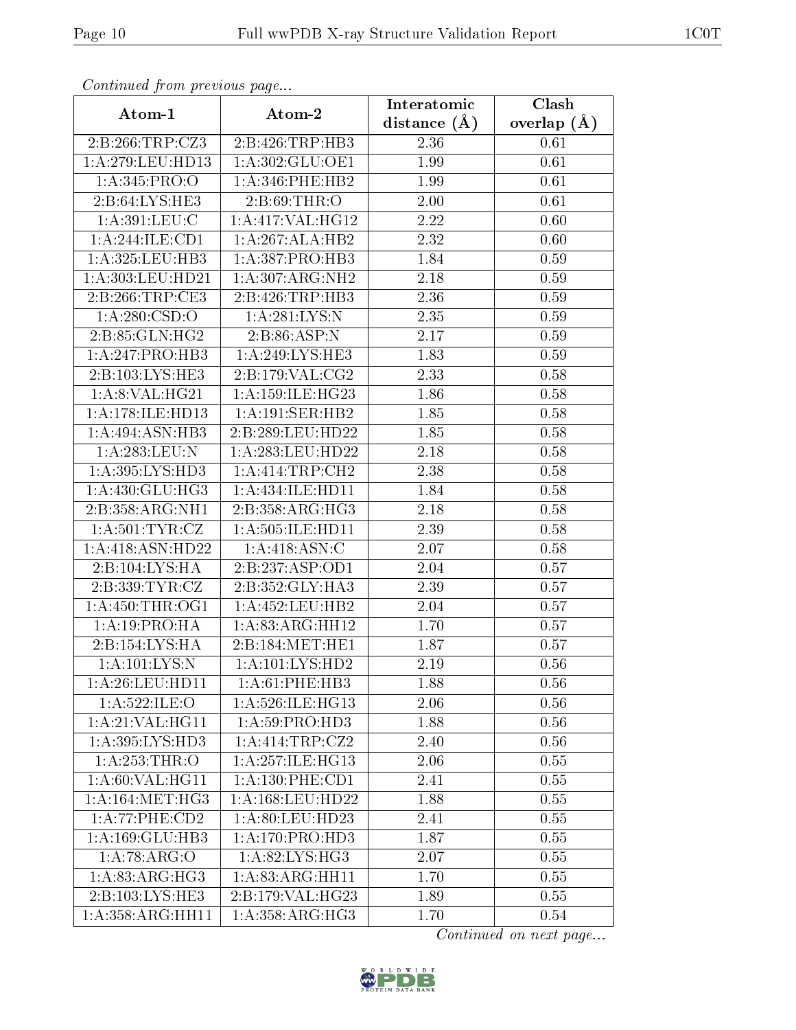*Continued from previous page...*

| Atom-1 | Atom-2 | Interatomic distance (Å) | Clash overlap (Å) |
| --- | --- | --- | --- |
| 2:B:266:TRP:CZ3 | 2:B:426:TRP:HB3 | 2.36 | 0.61 |
| 1:A:279:LEU:HD13 | 1:A:302:GLU:OE1 | 1.99 | 0.61 |
| 1:A:345:PRO:O | 1:A:346:PHE:HB2 | 1.99 | 0.61 |
| 2:B:64:LYS:HE3 | 2:B:69:THR:O | 2.00 | 0.61 |
| 1:A:391:LEU:C | 1:A:417:VAL:HG12 | 2.22 | 0.60 |
| 1:A:244:ILE:CD1 | 1:A:267:ALA:HB2 | 2.32 | 0.60 |
| 1:A:325:LEU:HB3 | 1:A:387:PRO:HB3 | 1.84 | 0.59 |
| 1:A:303:LEU:HD21 | 1:A:307:ARG:NH2 | 2.18 | 0.59 |
| 2:B:266:TRP:CE3 | 2:B:426:TRP:HB3 | 2.36 | 0.59 |
| 1:A:280:CSD:O | 1:A:281:LYS:N | 2.35 | 0.59 |
| 2:B:85:GLN:HG2 | 2:B:86:ASP:N | 2.17 | 0.59 |
| 1:A:247:PRO:HB3 | 1:A:249:LYS:HE3 | 1.83 | 0.59 |
| 2:B:103:LYS:HE3 | 2:B:179:VAL:CG2 | 2.33 | 0.58 |
| 1:A:8:VAL:HG21 | 1:A:159:ILE:HG23 | 1.86 | 0.58 |
| 1:A:178:ILE:HD13 | 1:A:191:SER:HB2 | 1.85 | 0.58 |
| 1:A:494:ASN:HB3 | 2:B:289:LEU:HD22 | 1.85 | 0.58 |
| 1:A:283:LEU:N | 1:A:283:LEU:HD22 | 2.18 | 0.58 |
| 1:A:395:LYS:HD3 | 1:A:414:TRP:CH2 | 2.38 | 0.58 |
| 1:A:430:GLU:HG3 | 1:A:434:ILE:HD11 | 1.84 | 0.58 |
| 2:B:358:ARG:NH1 | 2:B:358:ARG:HG3 | 2.18 | 0.58 |
| 1:A:501:TYR:CZ | 1:A:505:ILE:HD11 | 2.39 | 0.58 |
| 1:A:418:ASN:HD22 | 1:A:418:ASN:C | 2.07 | 0.58 |
| 2:B:104:LYS:HA | 2:B:237:ASP:OD1 | 2.04 | 0.57 |
| 2:B:339:TYR:CZ | 2:B:352:GLY:HA3 | 2.39 | 0.57 |
| 1:A:450:THR:OG1 | 1:A:452:LEU:HB2 | 2.04 | 0.57 |
| 1:A:19:PRO:HA | 1:A:83:ARG:HH12 | 1.70 | 0.57 |
| 2:B:154:LYS:HA | 2:B:184:MET:HE1 | 1.87 | 0.57 |
| 1:A:101:LYS:N | 1:A:101:LYS:HD2 | 2.19 | 0.56 |
| 1:A:26:LEU:HD11 | 1:A:61:PHE:HB3 | 1.88 | 0.56 |
| 1:A:522:ILE:O | 1:A:526:ILE:HG13 | 2.06 | 0.56 |
| 1:A:21:VAL:HG11 | 1:A:59:PRO:HD3 | 1.88 | 0.56 |
| 1:A:395:LYS:HD3 | 1:A:414:TRP:CZ2 | 2.40 | 0.56 |
| 1:A:253:THR:O | 1:A:257:ILE:HG13 | 2.06 | 0.55 |
| 1:A:60:VAL:HG11 | 1:A:130:PHE:CD1 | 2.41 | 0.55 |
| 1:A:164:MET:HG3 | 1:A:168:LEU:HD22 | 1.88 | 0.55 |
| 1:A:77:PHE:CD2 | 1:A:80:LEU:HD23 | 2.41 | 0.55 |
| 1:A:169:GLU:HB3 | 1:A:170:PRO:HD3 | 1.87 | 0.55 |
| 1:A:78:ARG:O | 1:A:82:LYS:HG3 | 2.07 | 0.55 |
| 1:A:83:ARG:HG3 | 1:A:83:ARG:HH11 | 1.70 | 0.55 |
| 2:B:103:LYS:HE3 | 2:B:179:VAL:HG23 | 1.89 | 0.55 |
| 1:A:358:ARG:HH11 | 1:A:358:ARG:HG3 | 1.70 | 0.54 |

*Continued on next page...*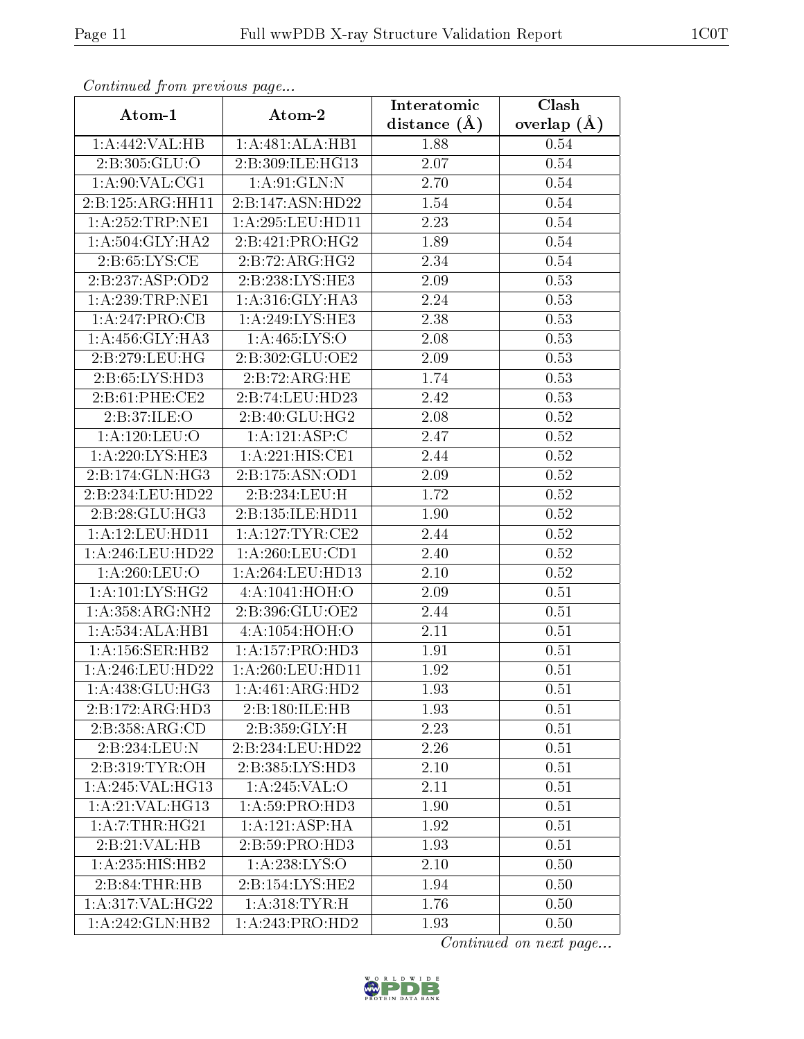*Continued from previous page...*

| Atom-1 | Atom-2 | Interatomic distance (Å) | Clash overlap (Å) |
|---|---|---|---|
| 1:A:442:VAL:HB | 1:A:481:ALA:HB1 | 1.88 | 0.54 |
| 2:B:305:GLU:O | 2:B:309:ILE:HG13 | 2.07 | 0.54 |
| 1:A:90:VAL:CG1 | 1:A:91:GLN:N | 2.70 | 0.54 |
| 2:B:125:ARG:HH11 | 2:B:147:ASN:HD22 | 1.54 | 0.54 |
| 1:A:252:TRP:NE1 | 1:A:295:LEU:HD11 | 2.23 | 0.54 |
| 1:A:504:GLY:HA2 | 2:B:421:PRO:HG2 | 1.89 | 0.54 |
| 2:B:65:LYS:CE | 2:B:72:ARG:HG2 | 2.34 | 0.54 |
| 2:B:237:ASP:OD2 | 2:B:238:LYS:HE3 | 2.09 | 0.53 |
| 1:A:239:TRP:NE1 | 1:A:316:GLY:HA3 | 2.24 | 0.53 |
| 1:A:247:PRO:CB | 1:A:249:LYS:HE3 | 2.38 | 0.53 |
| 1:A:456:GLY:HA3 | 1:A:465:LYS:O | 2.08 | 0.53 |
| 2:B:279:LEU:HG | 2:B:302:GLU:OE2 | 2.09 | 0.53 |
| 2:B:65:LYS:HD3 | 2:B:72:ARG:HE | 1.74 | 0.53 |
| 2:B:61:PHE:CE2 | 2:B:74:LEU:HD23 | 2.42 | 0.53 |
| 2:B:37:ILE:O | 2:B:40:GLU:HG2 | 2.08 | 0.52 |
| 1:A:120:LEU:O | 1:A:121:ASP:C | 2.47 | 0.52 |
| 1:A:220:LYS:HE3 | 1:A:221:HIS:CE1 | 2.44 | 0.52 |
| 2:B:174:GLN:HG3 | 2:B:175:ASN:OD1 | 2.09 | 0.52 |
| 2:B:234:LEU:HD22 | 2:B:234:LEU:H | 1.72 | 0.52 |
| 2:B:28:GLU:HG3 | 2:B:135:ILE:HD11 | 1.90 | 0.52 |
| 1:A:12:LEU:HD11 | 1:A:127:TYR:CE2 | 2.44 | 0.52 |
| 1:A:246:LEU:HD22 | 1:A:260:LEU:CD1 | 2.40 | 0.52 |
| 1:A:260:LEU:O | 1:A:264:LEU:HD13 | 2.10 | 0.52 |
| 1:A:101:LYS:HG2 | 4:A:1041:HOH:O | 2.09 | 0.51 |
| 1:A:358:ARG:NH2 | 2:B:396:GLU:OE2 | 2.44 | 0.51 |
| 1:A:534:ALA:HB1 | 4:A:1054:HOH:O | 2.11 | 0.51 |
| 1:A:156:SER:HB2 | 1:A:157:PRO:HD3 | 1.91 | 0.51 |
| 1:A:246:LEU:HD22 | 1:A:260:LEU:HD11 | 1.92 | 0.51 |
| 1:A:438:GLU:HG3 | 1:A:461:ARG:HD2 | 1.93 | 0.51 |
| 2:B:172:ARG:HD3 | 2:B:180:ILE:HB | 1.93 | 0.51 |
| 2:B:358:ARG:CD | 2:B:359:GLY:H | 2.23 | 0.51 |
| 2:B:234:LEU:N | 2:B:234:LEU:HD22 | 2.26 | 0.51 |
| 2:B:319:TYR:OH | 2:B:385:LYS:HD3 | 2.10 | 0.51 |
| 1:A:245:VAL:HG13 | 1:A:245:VAL:O | 2.11 | 0.51 |
| 1:A:21:VAL:HG13 | 1:A:59:PRO:HD3 | 1.90 | 0.51 |
| 1:A:7:THR:HG21 | 1:A:121:ASP:HA | 1.92 | 0.51 |
| 2:B:21:VAL:HB | 2:B:59:PRO:HD3 | 1.93 | 0.51 |
| 1:A:235:HIS:HB2 | 1:A:238:LYS:O | 2.10 | 0.50 |
| 2:B:84:THR:HB | 2:B:154:LYS:HE2 | 1.94 | 0.50 |
| 1:A:317:VAL:HG22 | 1:A:318:TYR:H | 1.76 | 0.50 |
| 1:A:242:GLN:HB2 | 1:A:243:PRO:HD2 | 1.93 | 0.50 |

*Continued on next page...*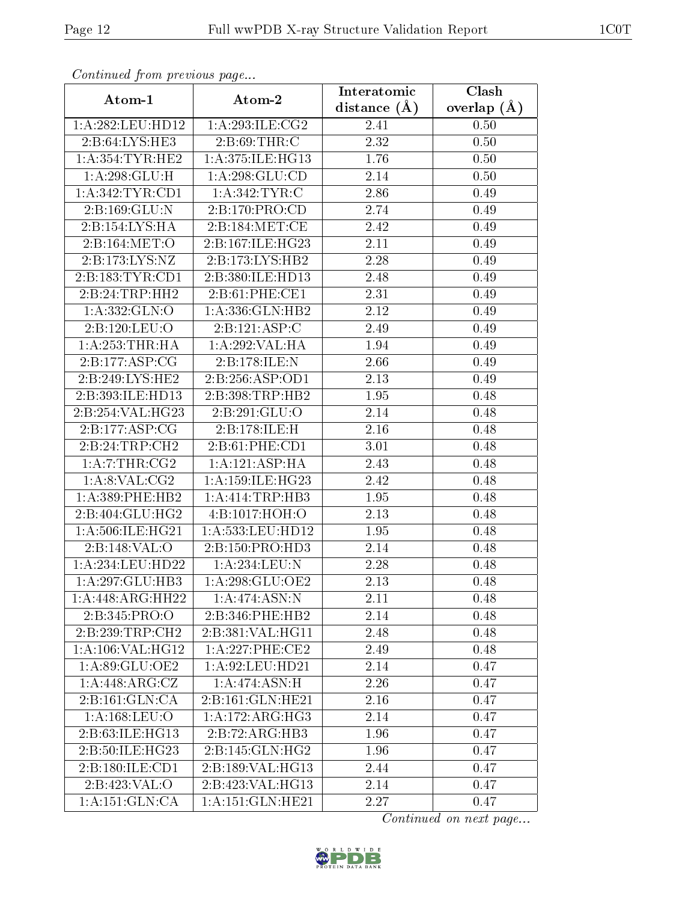*Continued from previous page...*

| Atom-1 | Atom-2 | Interatomic distance (Å) | Clash overlap (Å) |
|---|---|---|---|
| 1:A:282:LEU:HD12 | 1:A:293:ILE:CG2 | 2.41 | 0.50 |
| 2:B:64:LYS:HE3 | 2:B:69:THR:C | 2.32 | 0.50 |
| 1:A:354:TYR:HE2 | 1:A:375:ILE:HG13 | 1.76 | 0.50 |
| 1:A:298:GLU:H | 1:A:298:GLU:CD | 2.14 | 0.50 |
| 1:A:342:TYR:CD1 | 1:A:342:TYR:C | 2.86 | 0.49 |
| 2:B:169:GLU:N | 2:B:170:PRO:CD | 2.74 | 0.49 |
| 2:B:154:LYS:HA | 2:B:184:MET:CE | 2.42 | 0.49 |
| 2:B:164:MET:O | 2:B:167:ILE:HG23 | 2.11 | 0.49 |
| 2:B:173:LYS:NZ | 2:B:173:LYS:HB2 | 2.28 | 0.49 |
| 2:B:183:TYR:CD1 | 2:B:380:ILE:HD13 | 2.48 | 0.49 |
| 2:B:24:TRP:HH2 | 2:B:61:PHE:CE1 | 2.31 | 0.49 |
| 1:A:332:GLN:O | 1:A:336:GLN:HB2 | 2.12 | 0.49 |
| 2:B:120:LEU:O | 2:B:121:ASP:C | 2.49 | 0.49 |
| 1:A:253:THR:HA | 1:A:292:VAL:HA | 1.94 | 0.49 |
| 2:B:177:ASP:CG | 2:B:178:ILE:N | 2.66 | 0.49 |
| 2:B:249:LYS:HE2 | 2:B:256:ASP:OD1 | 2.13 | 0.49 |
| 2:B:393:ILE:HD13 | 2:B:398:TRP:HB2 | 1.95 | 0.48 |
| 2:B:254:VAL:HG23 | 2:B:291:GLU:O | 2.14 | 0.48 |
| 2:B:177:ASP:CG | 2:B:178:ILE:H | 2.16 | 0.48 |
| 2:B:24:TRP:CH2 | 2:B:61:PHE:CD1 | 3.01 | 0.48 |
| 1:A:7:THR:CG2 | 1:A:121:ASP:HA | 2.43 | 0.48 |
| 1:A:8:VAL:CG2 | 1:A:159:ILE:HG23 | 2.42 | 0.48 |
| 1:A:389:PHE:HB2 | 1:A:414:TRP:HB3 | 1.95 | 0.48 |
| 2:B:404:GLU:HG2 | 4:B:1017:HOH:O | 2.13 | 0.48 |
| 1:A:506:ILE:HG21 | 1:A:533:LEU:HD12 | 1.95 | 0.48 |
| 2:B:148:VAL:O | 2:B:150:PRO:HD3 | 2.14 | 0.48 |
| 1:A:234:LEU:HD22 | 1:A:234:LEU:N | 2.28 | 0.48 |
| 1:A:297:GLU:HB3 | 1:A:298:GLU:OE2 | 2.13 | 0.48 |
| 1:A:448:ARG:HH22 | 1:A:474:ASN:N | 2.11 | 0.48 |
| 2:B:345:PRO:O | 2:B:346:PHE:HB2 | 2.14 | 0.48 |
| 2:B:239:TRP:CH2 | 2:B:381:VAL:HG11 | 2.48 | 0.48 |
| 1:A:106:VAL:HG12 | 1:A:227:PHE:CE2 | 2.49 | 0.48 |
| 1:A:89:GLU:OE2 | 1:A:92:LEU:HD21 | 2.14 | 0.47 |
| 1:A:448:ARG:CZ | 1:A:474:ASN:H | 2.26 | 0.47 |
| 2:B:161:GLN:CA | 2:B:161:GLN:HE21 | 2.16 | 0.47 |
| 1:A:168:LEU:O | 1:A:172:ARG:HG3 | 2.14 | 0.47 |
| 2:B:63:ILE:HG13 | 2:B:72:ARG:HB3 | 1.96 | 0.47 |
| 2:B:50:ILE:HG23 | 2:B:145:GLN:HG2 | 1.96 | 0.47 |
| 2:B:180:ILE:CD1 | 2:B:189:VAL:HG13 | 2.44 | 0.47 |
| 2:B:423:VAL:O | 2:B:423:VAL:HG13 | 2.14 | 0.47 |
| 1:A:151:GLN:CA | 1:A:151:GLN:HE21 | 2.27 | 0.47 |

*Continued on next page...*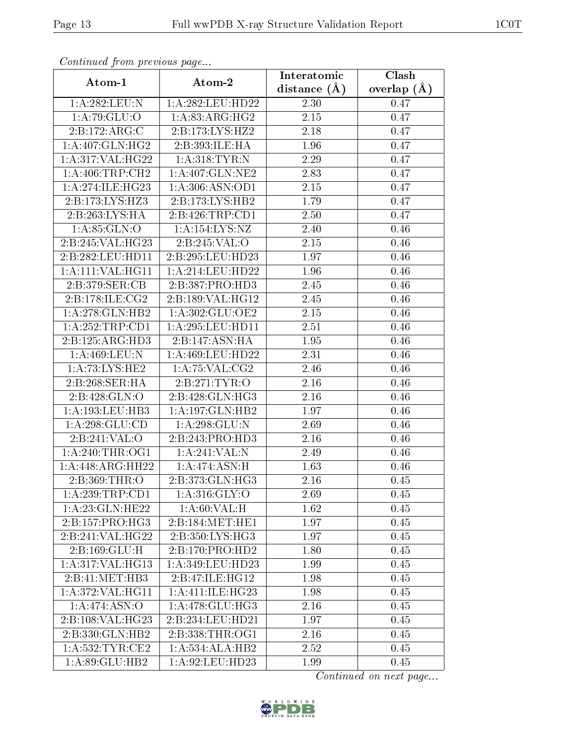*Continued from previous page...*

| Atom-1 | Atom-2 | Interatomic distance (Å) | Clash overlap (Å) |
|---|---|---|---|
| 1:A:282:LEU:N | 1:A:282:LEU:HD22 | 2.30 | 0.47 |
| 1:A:79:GLU:O | 1:A:83:ARG:HG2 | 2.15 | 0.47 |
| 2:B:172:ARG:C | 2:B:173:LYS:HZ2 | 2.18 | 0.47 |
| 1:A:407:GLN:HG2 | 2:B:393:ILE:HA | 1.96 | 0.47 |
| 1:A:317:VAL:HG22 | 1:A:318:TYR:N | 2.29 | 0.47 |
| 1:A:406:TRP:CH2 | 1:A:407:GLN:NE2 | 2.83 | 0.47 |
| 1:A:274:ILE:HG23 | 1:A:306:ASN:OD1 | 2.15 | 0.47 |
| 2:B:173:LYS:HZ3 | 2:B:173:LYS:HB2 | 1.79 | 0.47 |
| 2:B:263:LYS:HA | 2:B:426:TRP:CD1 | 2.50 | 0.47 |
| 1:A:85:GLN:O | 1:A:154:LYS:NZ | 2.40 | 0.46 |
| 2:B:245:VAL:HG23 | 2:B:245:VAL:O | 2.15 | 0.46 |
| 2:B:282:LEU:HD11 | 2:B:295:LEU:HD23 | 1.97 | 0.46 |
| 1:A:111:VAL:HG11 | 1:A:214:LEU:HD22 | 1.96 | 0.46 |
| 2:B:379:SER:CB | 2:B:387:PRO:HD3 | 2.45 | 0.46 |
| 2:B:178:ILE:CG2 | 2:B:189:VAL:HG12 | 2.45 | 0.46 |
| 1:A:278:GLN:HB2 | 1:A:302:GLU:OE2 | 2.15 | 0.46 |
| 1:A:252:TRP:CD1 | 1:A:295:LEU:HD11 | 2.51 | 0.46 |
| 2:B:125:ARG:HD3 | 2:B:147:ASN:HA | 1.95 | 0.46 |
| 1:A:469:LEU:N | 1:A:469:LEU:HD22 | 2.31 | 0.46 |
| 1:A:73:LYS:HE2 | 1:A:75:VAL:CG2 | 2.46 | 0.46 |
| 2:B:268:SER:HA | 2:B:271:TYR:O | 2.16 | 0.46 |
| 2:B:428:GLN:O | 2:B:428:GLN:HG3 | 2.16 | 0.46 |
| 1:A:193:LEU:HB3 | 1:A:197:GLN:HB2 | 1.97 | 0.46 |
| 1:A:298:GLU:CD | 1:A:298:GLU:N | 2.69 | 0.46 |
| 2:B:241:VAL:O | 2:B:243:PRO:HD3 | 2.16 | 0.46 |
| 1:A:240:THR:OG1 | 1:A:241:VAL:N | 2.49 | 0.46 |
| 1:A:448:ARG:HH22 | 1:A:474:ASN:H | 1.63 | 0.46 |
| 2:B:369:THR:O | 2:B:373:GLN:HG3 | 2.16 | 0.45 |
| 1:A:239:TRP:CD1 | 1:A:316:GLY:O | 2.69 | 0.45 |
| 1:A:23:GLN:HE22 | 1:A:60:VAL:H | 1.62 | 0.45 |
| 2:B:157:PRO:HG3 | 2:B:184:MET:HE1 | 1.97 | 0.45 |
| 2:B:241:VAL:HG22 | 2:B:350:LYS:HG3 | 1.97 | 0.45 |
| 2:B:169:GLU:H | 2:B:170:PRO:HD2 | 1.80 | 0.45 |
| 1:A:317:VAL:HG13 | 1:A:349:LEU:HD23 | 1.99 | 0.45 |
| 2:B:41:MET:HB3 | 2:B:47:ILE:HG12 | 1.98 | 0.45 |
| 1:A:372:VAL:HG11 | 1:A:411:ILE:HG23 | 1.98 | 0.45 |
| 1:A:474:ASN:O | 1:A:478:GLU:HG3 | 2.16 | 0.45 |
| 2:B:108:VAL:HG23 | 2:B:234:LEU:HD21 | 1.97 | 0.45 |
| 2:B:330:GLN:HB2 | 2:B:338:THR:OG1 | 2.16 | 0.45 |
| 1:A:532:TYR:CE2 | 1:A:534:ALA:HB2 | 2.52 | 0.45 |
| 1:A:89:GLU:HB2 | 1:A:92:LEU:HD23 | 1.99 | 0.45 |

*Continued on next page...*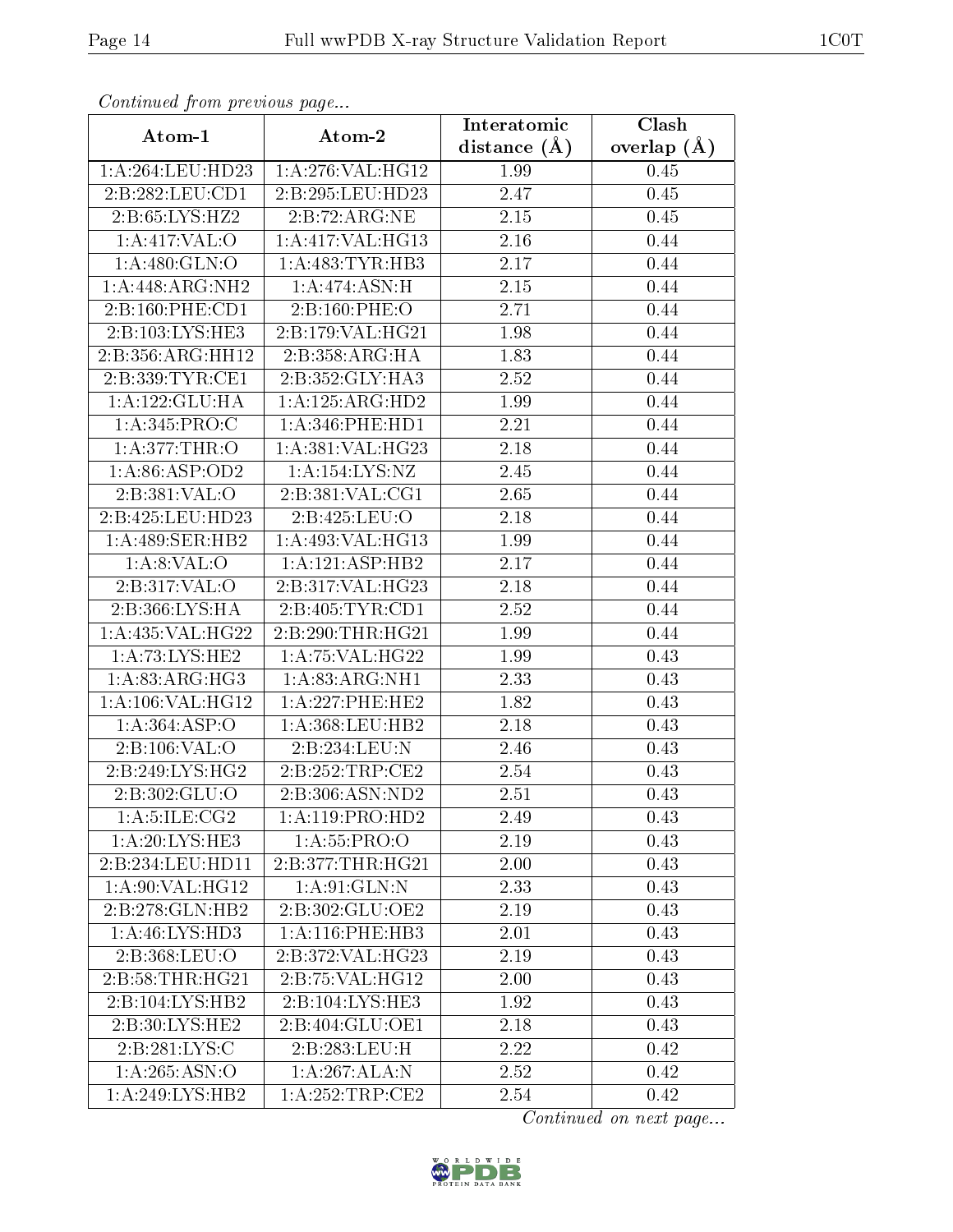*Continued from previous page...*

| Atom-1 | Atom-2 | Interatomic distance (Å) | Clash overlap (Å) |
|---|---|---|---|
| 1:A:264:LEU:HD23 | 1:A:276:VAL:HG12 | 1.99 | 0.45 |
| 2:B:282:LEU:CD1 | 2:B:295:LEU:HD23 | 2.47 | 0.45 |
| 2:B:65:LYS:HZ2 | 2:B:72:ARG:NE | 2.15 | 0.45 |
| 1:A:417:VAL:O | 1:A:417:VAL:HG13 | 2.16 | 0.44 |
| 1:A:480:GLN:O | 1:A:483:TYR:HB3 | 2.17 | 0.44 |
| 1:A:448:ARG:NH2 | 1:A:474:ASN:H | 2.15 | 0.44 |
| 2:B:160:PHE:CD1 | 2:B:160:PHE:O | 2.71 | 0.44 |
| 2:B:103:LYS:HE3 | 2:B:179:VAL:HG21 | 1.98 | 0.44 |
| 2:B:356:ARG:HH12 | 2:B:358:ARG:HA | 1.83 | 0.44 |
| 2:B:339:TYR:CE1 | 2:B:352:GLY:HA3 | 2.52 | 0.44 |
| 1:A:122:GLU:HA | 1:A:125:ARG:HD2 | 1.99 | 0.44 |
| 1:A:345:PRO:C | 1:A:346:PHE:HD1 | 2.21 | 0.44 |
| 1:A:377:THR:O | 1:A:381:VAL:HG23 | 2.18 | 0.44 |
| 1:A:86:ASP:OD2 | 1:A:154:LYS:NZ | 2.45 | 0.44 |
| 2:B:381:VAL:O | 2:B:381:VAL:CG1 | 2.65 | 0.44 |
| 2:B:425:LEU:HD23 | 2:B:425:LEU:O | 2.18 | 0.44 |
| 1:A:489:SER:HB2 | 1:A:493:VAL:HG13 | 1.99 | 0.44 |
| 1:A:8:VAL:O | 1:A:121:ASP:HB2 | 2.17 | 0.44 |
| 2:B:317:VAL:O | 2:B:317:VAL:HG23 | 2.18 | 0.44 |
| 2:B:366:LYS:HA | 2:B:405:TYR:CD1 | 2.52 | 0.44 |
| 1:A:435:VAL:HG22 | 2:B:290:THR:HG21 | 1.99 | 0.44 |
| 1:A:73:LYS:HE2 | 1:A:75:VAL:HG22 | 1.99 | 0.43 |
| 1:A:83:ARG:HG3 | 1:A:83:ARG:NH1 | 2.33 | 0.43 |
| 1:A:106:VAL:HG12 | 1:A:227:PHE:HE2 | 1.82 | 0.43 |
| 1:A:364:ASP:O | 1:A:368:LEU:HB2 | 2.18 | 0.43 |
| 2:B:106:VAL:O | 2:B:234:LEU:N | 2.46 | 0.43 |
| 2:B:249:LYS:HG2 | 2:B:252:TRP:CE2 | 2.54 | 0.43 |
| 2:B:302:GLU:O | 2:B:306:ASN:ND2 | 2.51 | 0.43 |
| 1:A:5:ILE:CG2 | 1:A:119:PRO:HD2 | 2.49 | 0.43 |
| 1:A:20:LYS:HE3 | 1:A:55:PRO:O | 2.19 | 0.43 |
| 2:B:234:LEU:HD11 | 2:B:377:THR:HG21 | 2.00 | 0.43 |
| 1:A:90:VAL:HG12 | 1:A:91:GLN:N | 2.33 | 0.43 |
| 2:B:278:GLN:HB2 | 2:B:302:GLU:OE2 | 2.19 | 0.43 |
| 1:A:46:LYS:HD3 | 1:A:116:PHE:HB3 | 2.01 | 0.43 |
| 2:B:368:LEU:O | 2:B:372:VAL:HG23 | 2.19 | 0.43 |
| 2:B:58:THR:HG21 | 2:B:75:VAL:HG12 | 2.00 | 0.43 |
| 2:B:104:LYS:HB2 | 2:B:104:LYS:HE3 | 1.92 | 0.43 |
| 2:B:30:LYS:HE2 | 2:B:404:GLU:OE1 | 2.18 | 0.43 |
| 2:B:281:LYS:C | 2:B:283:LEU:H | 2.22 | 0.42 |
| 1:A:265:ASN:O | 1:A:267:ALA:N | 2.52 | 0.42 |
| 1:A:249:LYS:HB2 | 1:A:252:TRP:CE2 | 2.54 | 0.42 |

*Continued on next page...*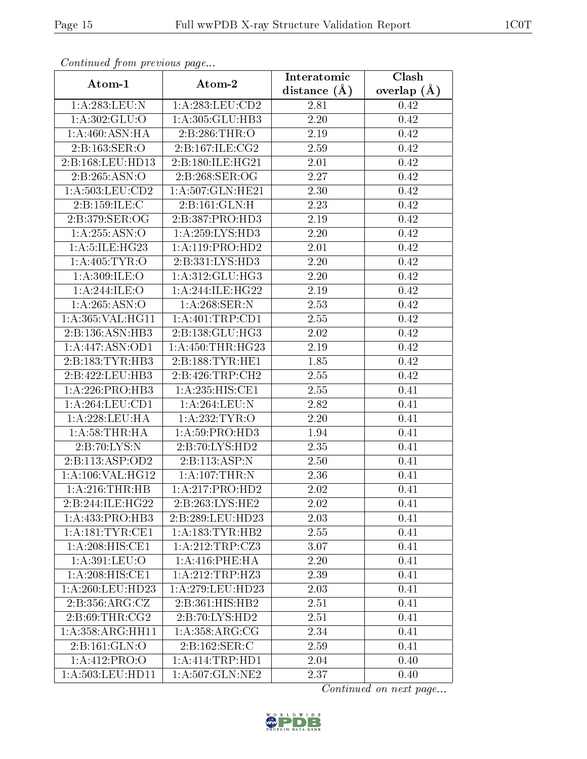*Continued from previous page...*

| Atom-1 | Atom-2 | Interatomic distance (Å) | Clash overlap (Å) |
|---|---|---|---|
| 1:A:283:LEU:N | 1:A:283:LEU:CD2 | 2.81 | 0.42 |
| 1:A:302:GLU:O | 1:A:305:GLU:HB3 | 2.20 | 0.42 |
| 1:A:460:ASN:HA | 2:B:286:THR:O | 2.19 | 0.42 |
| 2:B:163:SER:O | 2:B:167:ILE:CG2 | 2.59 | 0.42 |
| 2:B:168:LEU:HD13 | 2:B:180:ILE:HG21 | 2.01 | 0.42 |
| 2:B:265:ASN:O | 2:B:268:SER:OG | 2.27 | 0.42 |
| 1:A:503:LEU:CD2 | 1:A:507:GLN:HE21 | 2.30 | 0.42 |
| 2:B:159:ILE:C | 2:B:161:GLN:H | 2.23 | 0.42 |
| 2:B:379:SER:OG | 2:B:387:PRO:HD3 | 2.19 | 0.42 |
| 1:A:255:ASN:O | 1:A:259:LYS:HD3 | 2.20 | 0.42 |
| 1:A:5:ILE:HG23 | 1:A:119:PRO:HD2 | 2.01 | 0.42 |
| 1:A:405:TYR:O | 2:B:331:LYS:HD3 | 2.20 | 0.42 |
| 1:A:309:ILE:O | 1:A:312:GLU:HG3 | 2.20 | 0.42 |
| 1:A:244:ILE:O | 1:A:244:ILE:HG22 | 2.19 | 0.42 |
| 1:A:265:ASN:O | 1:A:268:SER:N | 2.53 | 0.42 |
| 1:A:365:VAL:HG11 | 1:A:401:TRP:CD1 | 2.55 | 0.42 |
| 2:B:136:ASN:HB3 | 2:B:138:GLU:HG3 | 2.02 | 0.42 |
| 1:A:447:ASN:OD1 | 1:A:450:THR:HG23 | 2.19 | 0.42 |
| 2:B:183:TYR:HB3 | 2:B:188:TYR:HE1 | 1.85 | 0.42 |
| 2:B:422:LEU:HB3 | 2:B:426:TRP:CH2 | 2.55 | 0.42 |
| 1:A:226:PRO:HB3 | 1:A:235:HIS:CE1 | 2.55 | 0.41 |
| 1:A:264:LEU:CD1 | 1:A:264:LEU:N | 2.82 | 0.41 |
| 1:A:228:LEU:HA | 1:A:232:TYR:O | 2.20 | 0.41 |
| 1:A:58:THR:HA | 1:A:59:PRO:HD3 | 1.94 | 0.41 |
| 2:B:70:LYS:N | 2:B:70:LYS:HD2 | 2.35 | 0.41 |
| 2:B:113:ASP:OD2 | 2:B:113:ASP:N | 2.50 | 0.41 |
| 1:A:106:VAL:HG12 | 1:A:107:THR:N | 2.36 | 0.41 |
| 1:A:216:THR:HB | 1:A:217:PRO:HD2 | 2.02 | 0.41 |
| 2:B:244:ILE:HG22 | 2:B:263:LYS:HE2 | 2.02 | 0.41 |
| 1:A:433:PRO:HB3 | 2:B:289:LEU:HD23 | 2.03 | 0.41 |
| 1:A:181:TYR:CE1 | 1:A:183:TYR:HB2 | 2.55 | 0.41 |
| 1:A:208:HIS:CE1 | 1:A:212:TRP:CZ3 | 3.07 | 0.41 |
| 1:A:391:LEU:O | 1:A:416:PHE:HA | 2.20 | 0.41 |
| 1:A:208:HIS:CE1 | 1:A:212:TRP:HZ3 | 2.39 | 0.41 |
| 1:A:260:LEU:HD23 | 1:A:279:LEU:HD23 | 2.03 | 0.41 |
| 2:B:356:ARG:CZ | 2:B:361:HIS:HB2 | 2.51 | 0.41 |
| 2:B:69:THR:CG2 | 2:B:70:LYS:HD2 | 2.51 | 0.41 |
| 1:A:358:ARG:HH11 | 1:A:358:ARG:CG | 2.34 | 0.41 |
| 2:B:161:GLN:O | 2:B:162:SER:C | 2.59 | 0.41 |
| 1:A:412:PRO:O | 1:A:414:TRP:HD1 | 2.04 | 0.40 |
| 1:A:503:LEU:HD11 | 1:A:507:GLN:NE2 | 2.37 | 0.40 |

*Continued on next page...*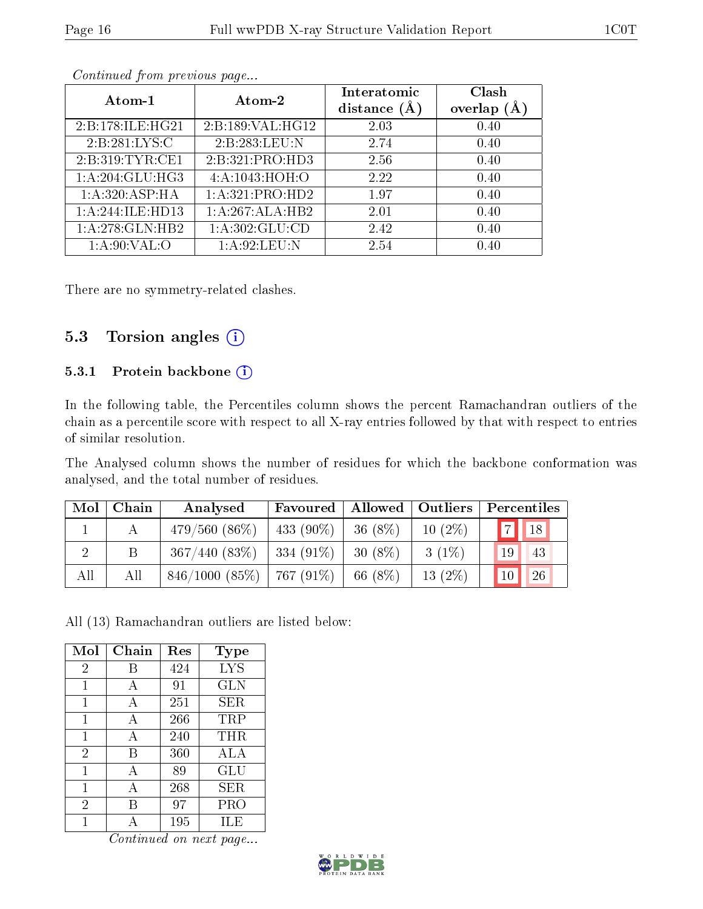*Continued from previous page...*

| Atom-1 | Atom-2 | Interatomic distance (Å) | Clash overlap (Å) |
|---|---|---|---|
| 2:B:178:ILE:HG21 | 2:B:189:VAL:HG12 | 2.03 | 0.40 |
| 2:B:281:LYS:C | 2:B:283:LEU:N | 2.74 | 0.40 |
| 2:B:319:TYR:CE1 | 2:B:321:PRO:HD3 | 2.56 | 0.40 |
| 1:A:204:GLU:HG3 | 4:A:1043:HOH:O | 2.22 | 0.40 |
| 1:A:320:ASP:HA | 1:A:321:PRO:HD2 | 1.97 | 0.40 |
| 1:A:244:ILE:HD13 | 1:A:267:ALA:HB2 | 2.01 | 0.40 |
| 1:A:278:GLN:HB2 | 1:A:302:GLU:CD | 2.42 | 0.40 |
| 1:A:90:VAL:O | 1:A:92:LEU:N | 2.54 | 0.40 |

There are no symmetry-related clashes.

## 5.3 Torsion angles

### 5.3.1 Protein backbone

In the following table, the Percentiles column shows the percent Ramachandran outliers of the chain as a percentile score with respect to all X-ray entries followed by that with respect to entries of similar resolution.

The Analysed column shows the number of residues for which the backbone conformation was analysed, and the total number of residues.

| Mol | Chain | Analysed | Favoured | Allowed | Outliers | Percentiles | |
|---|---|---|---|---|---|---|---|
| 1 | A | 479/560 (86%) | 433 (90%) | 36 (8%) | 10 (2%) | 7 | 18 |
| 2 | B | 367/440 (83%) | 334 (91%) | 30 (8%) | 3 (1%) | 19 | 43 |
| All | All | 846/1000 (85%) | 767 (91%) | 66 (8%) | 13 (2%) | 10 | 26 |

All (13) Ramachandran outliers are listed below:

| Mol | Chain | Res | Type |
|---|---|---|---|
| 2 | B | 424 | LYS |
| 1 | A | 91 | GLN |
| 1 | A | 251 | SER |
| 1 | A | 266 | TRP |
| 1 | A | 240 | THR |
| 2 | B | 360 | ALA |
| 1 | A | 89 | GLU |
| 1 | A | 268 | SER |
| 2 | B | 97 | PRO |
| 1 | A | 195 | ILE |

*Continued on next page...*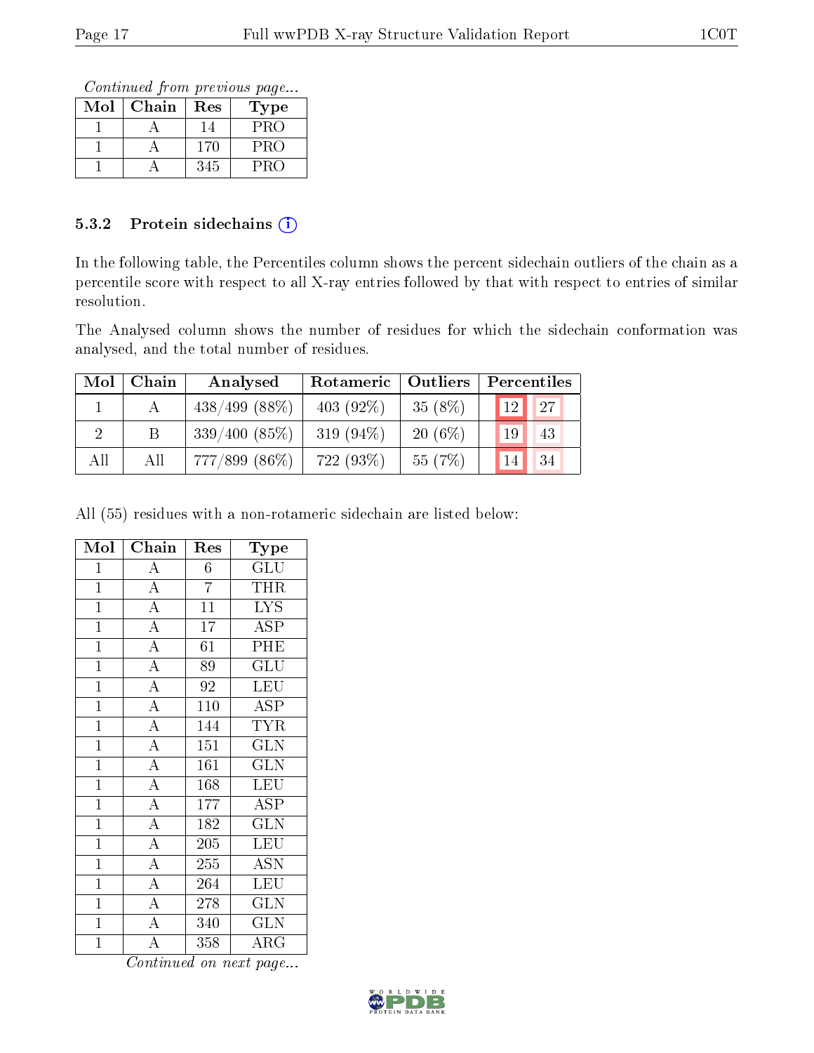*Continued from previous page...*

| Mol | Chain | Res | Type |
|---|---|---|---|
| 1 | A | 14 | PRO |
| 1 | A | 170 | PRO |
| 1 | A | 345 | PRO |

### 5.3.2 Protein sidechains ⓘ

In the following table, the Percentiles column shows the percent sidechain outliers of the chain as a percentile score with respect to all X-ray entries followed by that with respect to entries of similar resolution.

The Analysed column shows the number of residues for which the sidechain conformation was analysed, and the total number of residues.

| Mol | Chain | Analysed | Rotameric | Outliers | Percentiles | |
|---|---|---|---|---|---|---|
| 1 | A | 438/499 (88%) | 403 (92%) | 35 (8%) | 12 | 27 |
| 2 | B | 339/400 (85%) | 319 (94%) | 20 (6%) | 19 | 43 |
| All | All | 777/899 (86%) | 722 (93%) | 55 (7%) | 14 | 34 |

All (55) residues with a non-rotameric sidechain are listed below:

| Mol | Chain | Res | Type |
|---|---|---|---|
| 1 | A | 6 | GLU |
| 1 | A | 7 | THR |
| 1 | A | 11 | LYS |
| 1 | A | 17 | ASP |
| 1 | A | 61 | PHE |
| 1 | A | 89 | GLU |
| 1 | A | 92 | LEU |
| 1 | A | 110 | ASP |
| 1 | A | 144 | TYR |
| 1 | A | 151 | GLN |
| 1 | A | 161 | GLN |
| 1 | A | 168 | LEU |
| 1 | A | 177 | ASP |
| 1 | A | 182 | GLN |
| 1 | A | 205 | LEU |
| 1 | A | 255 | ASN |
| 1 | A | 264 | LEU |
| 1 | A | 278 | GLN |
| 1 | A | 340 | GLN |
| 1 | A | 358 | ARG |

*Continued on next page...*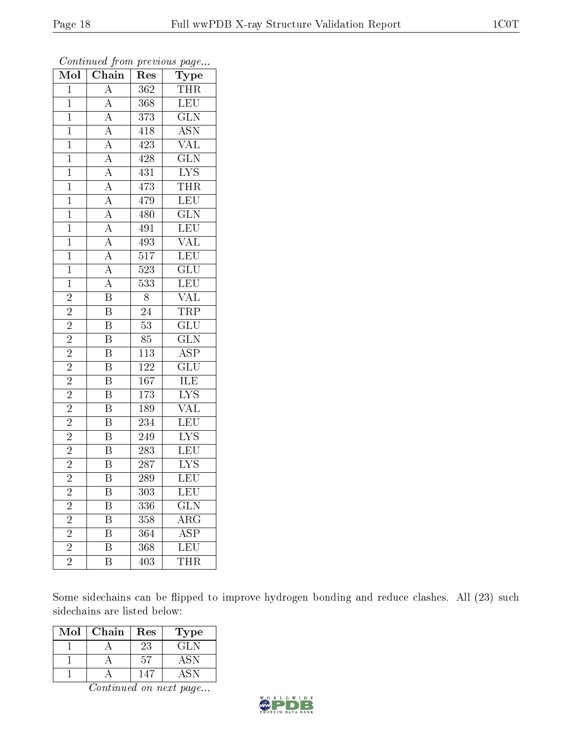*Continued from previous page...*

| Mol | Chain | Res | Type |
|---|---|---|---|
| 1 | A | 362 | THR |
| 1 | A | 368 | LEU |
| 1 | A | 373 | GLN |
| 1 | A | 418 | ASN |
| 1 | A | 423 | VAL |
| 1 | A | 428 | GLN |
| 1 | A | 431 | LYS |
| 1 | A | 473 | THR |
| 1 | A | 479 | LEU |
| 1 | A | 480 | GLN |
| 1 | A | 491 | LEU |
| 1 | A | 493 | VAL |
| 1 | A | 517 | LEU |
| 1 | A | 523 | GLU |
| 1 | A | 533 | LEU |
| 2 | B | 8 | VAL |
| 2 | B | 24 | TRP |
| 2 | B | 53 | GLU |
| 2 | B | 85 | GLN |
| 2 | B | 113 | ASP |
| 2 | B | 122 | GLU |
| 2 | B | 167 | ILE |
| 2 | B | 173 | LYS |
| 2 | B | 189 | VAL |
| 2 | B | 234 | LEU |
| 2 | B | 249 | LYS |
| 2 | B | 283 | LEU |
| 2 | B | 287 | LYS |
| 2 | B | 289 | LEU |
| 2 | B | 303 | LEU |
| 2 | B | 336 | GLN |
| 2 | B | 358 | ARG |
| 2 | B | 364 | ASP |
| 2 | B | 368 | LEU |
| 2 | B | 403 | THR |

Some sidechains can be flipped to improve hydrogen bonding and reduce clashes. All (23) such sidechains are listed below:

| Mol | Chain | Res | Type |
|---|---|---|---|
| 1 | A | 23 | GLN |
| 1 | A | 57 | ASN |
| 1 | A | 147 | ASN |

*Continued on next page...*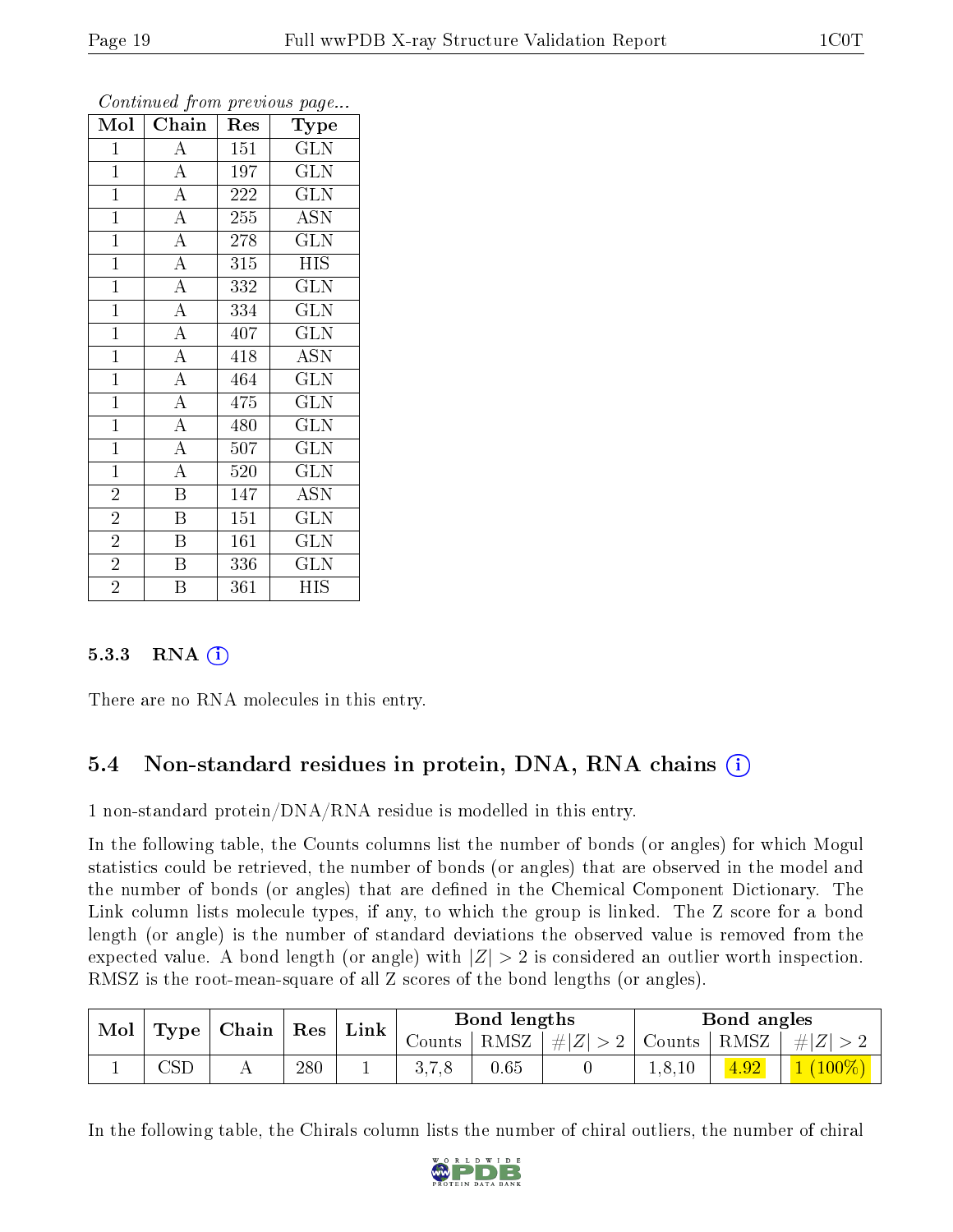*Continued from previous page...*

| Mol | Chain | Res | Type |
|---|---|---|---|
| 1 | A | 151 | GLN |
| 1 | A | 197 | GLN |
| 1 | A | 222 | GLN |
| 1 | A | 255 | ASN |
| 1 | A | 278 | GLN |
| 1 | A | 315 | HIS |
| 1 | A | 332 | GLN |
| 1 | A | 334 | GLN |
| 1 | A | 407 | GLN |
| 1 | A | 418 | ASN |
| 1 | A | 464 | GLN |
| 1 | A | 475 | GLN |
| 1 | A | 480 | GLN |
| 1 | A | 507 | GLN |
| 1 | A | 520 | GLN |
| 2 | B | 147 | ASN |
| 2 | B | 151 | GLN |
| 2 | B | 161 | GLN |
| 2 | B | 336 | GLN |
| 2 | B | 361 | HIS |

### 5.3.3 RNA (i)

There are no RNA molecules in this entry.

## 5.4 Non-standard residues in protein, DNA, RNA chains (i)

1 non-standard protein/DNA/RNA residue is modelled in this entry.

In the following table, the Counts columns list the number of bonds (or angles) for which Mogul statistics could be retrieved, the number of bonds (or angles) that are observed in the model and the number of bonds (or angles) that are defined in the Chemical Component Dictionary. The Link column lists molecule types, if any, to which the group is linked. The Z score for a bond length (or angle) is the number of standard deviations the observed value is removed from the expected value. A bond length (or angle) with $|Z| > 2$ is considered an outlier worth inspection. RMSZ is the root-mean-square of all Z scores of the bond lengths (or angles).

| Mol | Type | Chain | Res | Link | Bond lengths | | | Bond angles | | |
|---|---|---|---|---|---|---|---|---|---|---|
| | | | | | Counts | RMSZ | $\#\|Z\| > 2$ | Counts | RMSZ | $\#\|Z\| > 2$ |
| 1 | CSD | A | 280 | 1 | 3,7,8 | 0.65 | 0 | 1,8,10 | 4.92 | 1 (100%) |

In the following table, the Chirals column lists the number of chiral outliers, the number of chiral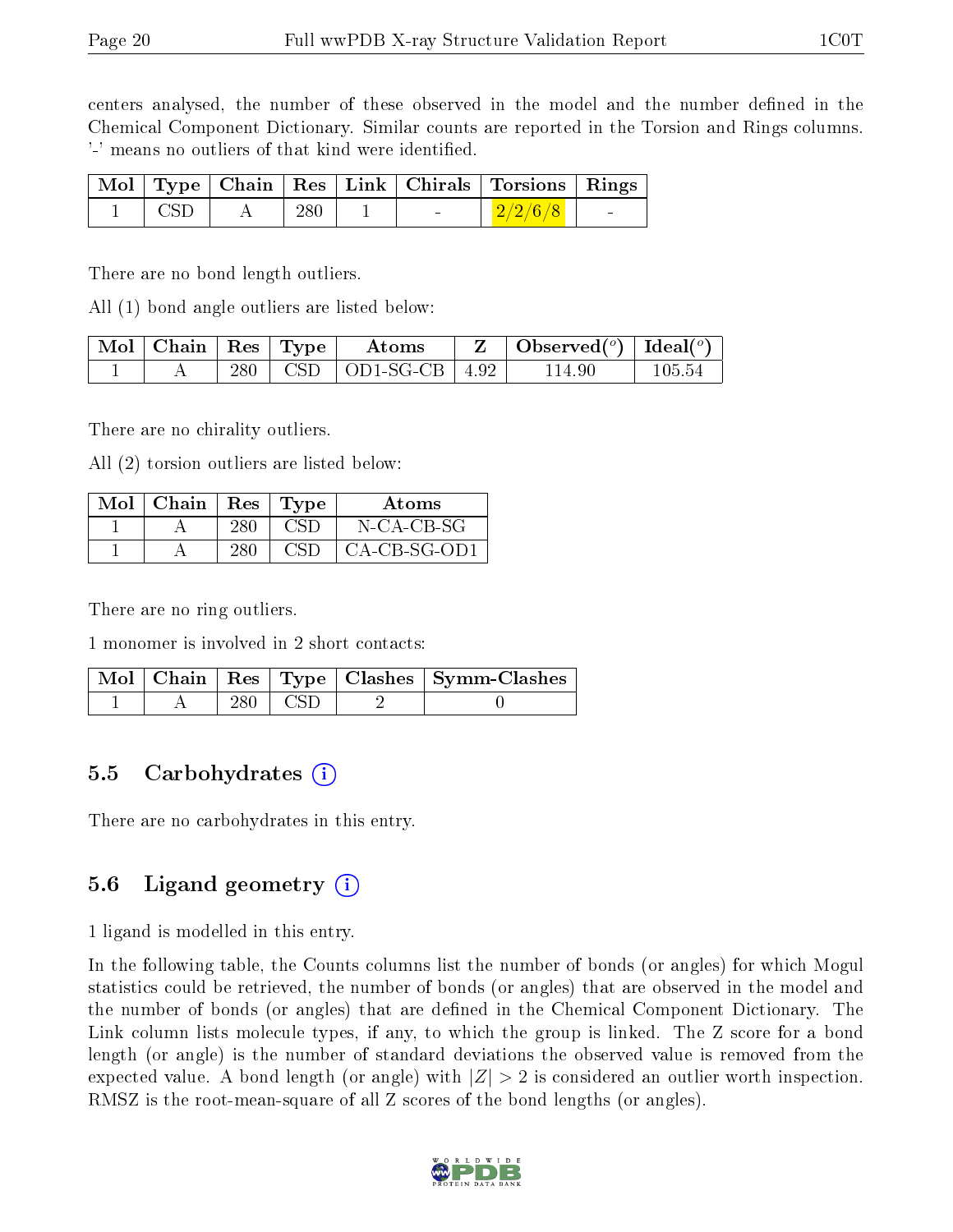centers analysed, the number of these observed in the model and the number defined in the Chemical Component Dictionary. Similar counts are reported in the Torsion and Rings columns. '-' means no outliers of that kind were identified.

| Mol | Type | Chain | Res | Link | Chirals | Torsions | Rings |
|---|---|---|---|---|---|---|---|
| 1 | CSD | A | 280 | 1 | - | 2/2/6/8 | - |

There are no bond length outliers.

All (1) bond angle outliers are listed below:

| Mol | Chain | Res | Type | Atoms | Z | Observed($^o$) | Ideal($^o$) |
|---|---|---|---|---|---|---|---|
| 1 | A | 280 | CSD | OD1-SG-CB | 4.92 | 114.90 | 105.54 |

There are no chirality outliers.

All (2) torsion outliers are listed below:

| Mol | Chain | Res | Type | Atoms |
|---|---|---|---|---|
| 1 | A | 280 | CSD | N-CA-CB-SG |
| 1 | A | 280 | CSD | CA-CB-SG-OD1 |

There are no ring outliers.

1 monomer is involved in 2 short contacts:

| Mol | Chain | Res | Type | Clashes | Symm-Clashes |
|---|---|---|---|---|---|
| 1 | A | 280 | CSD | 2 | 0 |

## 5.5 Carbohydrates

There are no carbohydrates in this entry.

## 5.6 Ligand geometry

1 ligand is modelled in this entry.

In the following table, the Counts columns list the number of bonds (or angles) for which Mogul statistics could be retrieved, the number of bonds (or angles) that are observed in the model and the number of bonds (or angles) that are defined in the Chemical Component Dictionary. The Link column lists molecule types, if any, to which the group is linked. The Z score for a bond length (or angle) is the number of standard deviations the observed value is removed from the expected value. A bond length (or angle) with $|Z| > 2$ is considered an outlier worth inspection. RMSZ is the root-mean-square of all Z scores of the bond lengths (or angles).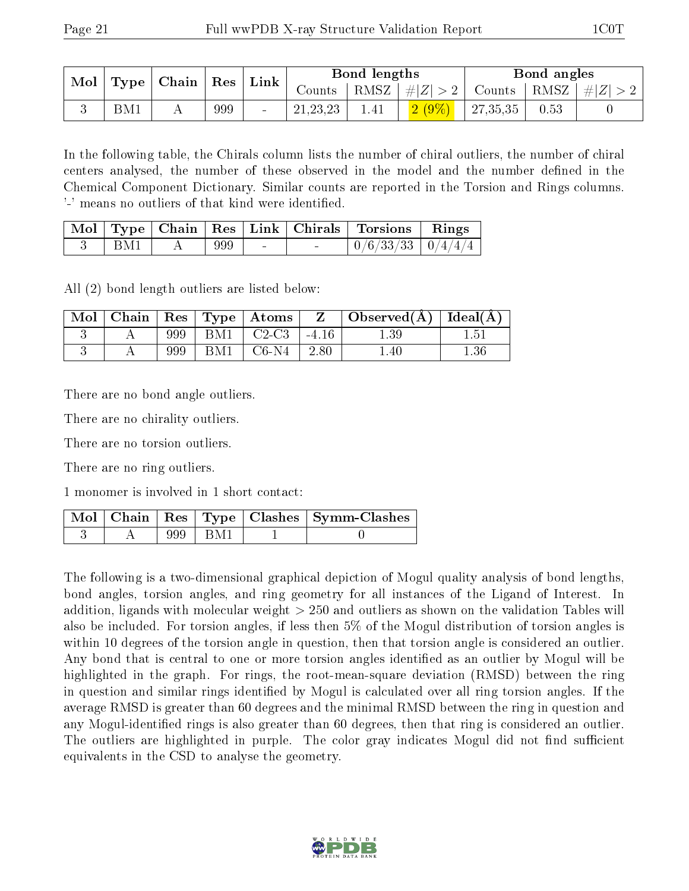| Mol | Type | Chain | Res | Link | Bond lengths | | | Bond angles | | |
|---|---|---|---|---|---|---|---|---|---|---|
| | | | | | Counts | RMSZ | #\|Z\| > 2 | Counts | RMSZ | #\|Z\| > 2 |
| 3 | BM1 | A | 999 | - | 21,23,23 | 1.41 | 2 (9%) | 27,35,35 | 0.53 | 0 |

In the following table, the Chirals column lists the number of chiral outliers, the number of chiral centers analysed, the number of these observed in the model and the number defined in the Chemical Component Dictionary. Similar counts are reported in the Torsion and Rings columns. '-' means no outliers of that kind were identified.

| Mol | Type | Chain | Res | Link | Chirals | Torsions | Rings |
|---|---|---|---|---|---|---|---|
| 3 | BM1 | A | 999 | - | - | 0/6/33/33 | 0/4/4/4 |

All (2) bond length outliers are listed below:

| Mol | Chain | Res | Type | Atoms | Z | Observed(Å) | Ideal(Å) |
|---|---|---|---|---|---|---|---|
| 3 | A | 999 | BM1 | C2-C3 | -4.16 | 1.39 | 1.51 |
| 3 | A | 999 | BM1 | C6-N4 | 2.80 | 1.40 | 1.36 |

There are no bond angle outliers.

There are no chirality outliers.

There are no torsion outliers.

There are no ring outliers.

1 monomer is involved in 1 short contact:

| Mol | Chain | Res | Type | Clashes | Symm-Clashes |
|---|---|---|---|---|---|
| 3 | A | 999 | BM1 | 1 | 0 |

The following is a two-dimensional graphical depiction of Mogul quality analysis of bond lengths, bond angles, torsion angles, and ring geometry for all instances of the Ligand of Interest. In addition, ligands with molecular weight > 250 and outliers as shown on the validation Tables will also be included. For torsion angles, if less then 5% of the Mogul distribution of torsion angles is within 10 degrees of the torsion angle in question, then that torsion angle is considered an outlier. Any bond that is central to one or more torsion angles identified as an outlier by Mogul will be highlighted in the graph. For rings, the root-mean-square deviation (RMSD) between the ring in question and similar rings identified by Mogul is calculated over all ring torsion angles. If the average RMSD is greater than 60 degrees and the minimal RMSD between the ring in question and any Mogul-identified rings is also greater than 60 degrees, then that ring is considered an outlier. The outliers are highlighted in purple. The color gray indicates Mogul did not find sufficient equivalents in the CSD to analyse the geometry.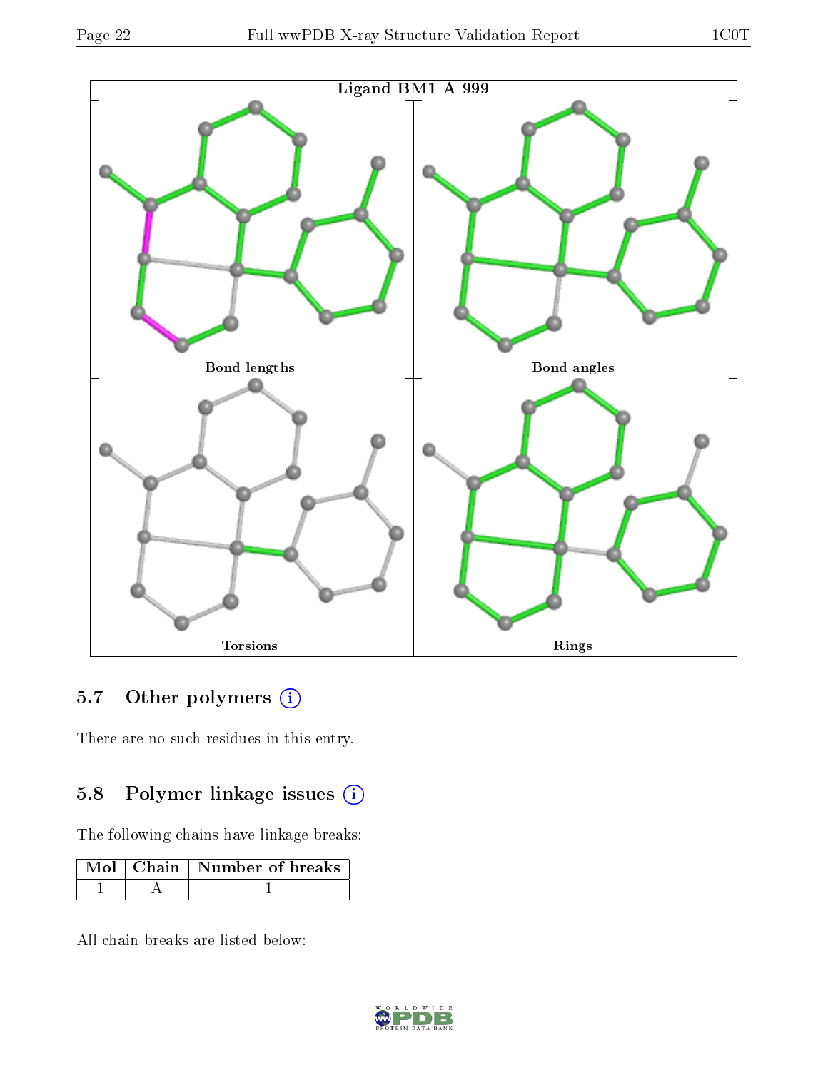Ligand BM1 A 999

Bond lengths

Bond angles

Torsions

Rings

## 5.7 Other polymers (i)

There are no such residues in this entry.

## 5.8 Polymer linkage issues (i)

The following chains have linkage breaks:

| Mol | Chain | Number of breaks |
|---|---|---|
| 1 | A | 1 |

All chain breaks are listed below: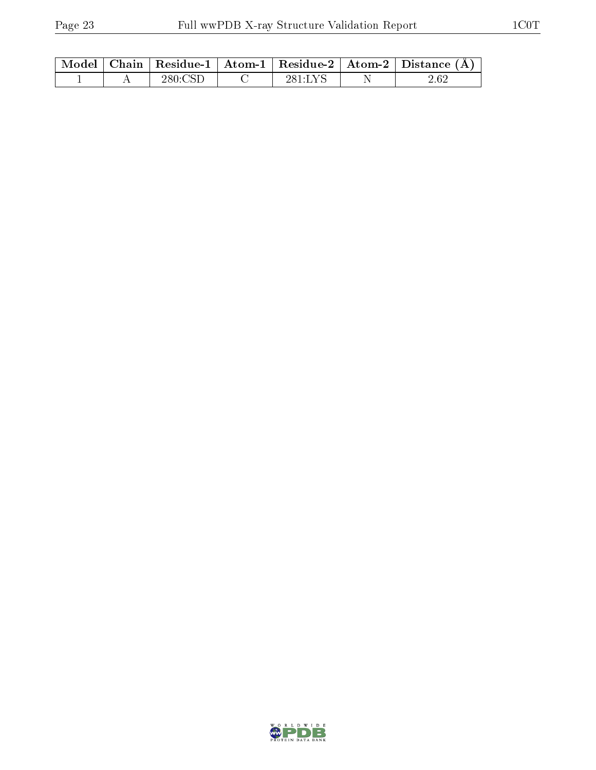| Model | Chain | Residue-1 | Atom-1 | Residue-2 | Atom-2 | Distance (Å) |
|---|---|---|---|---|---|---|
| 1 | A | 280:CSD | C | 281:LYS | N | 2.62 |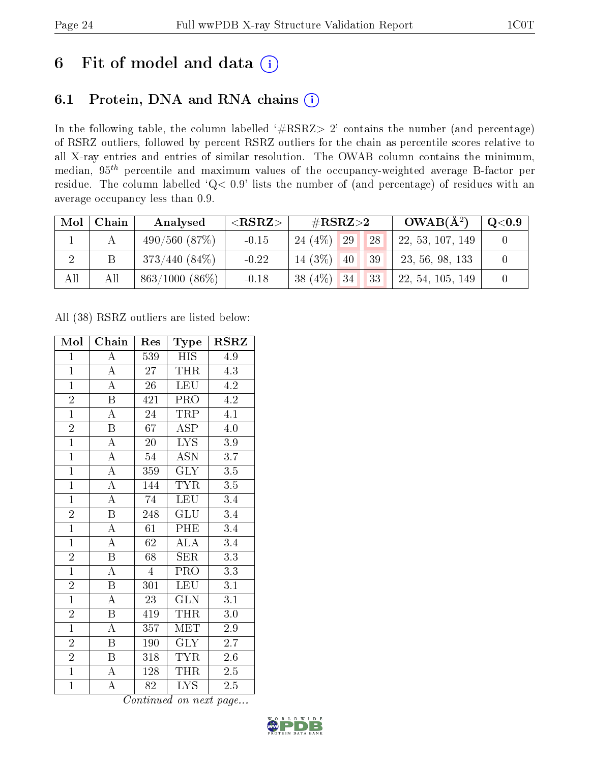# 6 Fit of model and data (i)

## 6.1 Protein, DNA and RNA chains (i)

In the following table, the column labelled '#RSRZ> 2' contains the number (and percentage) of RSRZ outliers, followed by percent RSRZ outliers for the chain as percentile scores relative to all X-ray entries and entries of similar resolution. The OWAB column contains the minimum, median, $95^{th}$ percentile and maximum values of the occupancy-weighted average B-factor per residue. The column labelled 'Q< 0.9' lists the number of (and percentage) of residues with an average occupancy less than 0.9.

| Mol | Chain | Analysed | <RSRZ> | #RSRZ>2 | | | OWAB(Å$^2$) | Q<0.9 |
|---|---|---|---|---|---|---|---|---|
| 1 | A | 490/560 (87%) | -0.15 | 24 (4%) | 29 | 28 | 22, 53, 107, 149 | 0 |
| 2 | B | 373/440 (84%) | -0.22 | 14 (3%) | 40 | 39 | 23, 56, 98, 133 | 0 |
| All | All | 863/1000 (86%) | -0.18 | 38 (4%) | 34 | 33 | 22, 54, 105, 149 | 0 |

All (38) RSRZ outliers are listed below:

| Mol | Chain | Res | Type | RSRZ |
|---|---|---|---|---|
| 1 | A | 539 | HIS | 4.9 |
| 1 | A | 27 | THR | 4.3 |
| 1 | A | 26 | LEU | 4.2 |
| 2 | B | 421 | PRO | 4.2 |
| 1 | A | 24 | TRP | 4.1 |
| 2 | B | 67 | ASP | 4.0 |
| 1 | A | 20 | LYS | 3.9 |
| 1 | A | 54 | ASN | 3.7 |
| 1 | A | 359 | GLY | 3.5 |
| 1 | A | 144 | TYR | 3.5 |
| 1 | A | 74 | LEU | 3.4 |
| 2 | B | 248 | GLU | 3.4 |
| 1 | A | 61 | PHE | 3.4 |
| 1 | A | 62 | ALA | 3.4 |
| 2 | B | 68 | SER | 3.3 |
| 1 | A | 4 | PRO | 3.3 |
| 2 | B | 301 | LEU | 3.1 |
| 1 | A | 23 | GLN | 3.1 |
| 2 | B | 419 | THR | 3.0 |
| 1 | A | 357 | MET | 2.9 |
| 2 | B | 190 | GLY | 2.7 |
| 2 | B | 318 | TYR | 2.6 |
| 1 | A | 128 | THR | 2.5 |
| 1 | A | 82 | LYS | 2.5 |

*Continued on next page...*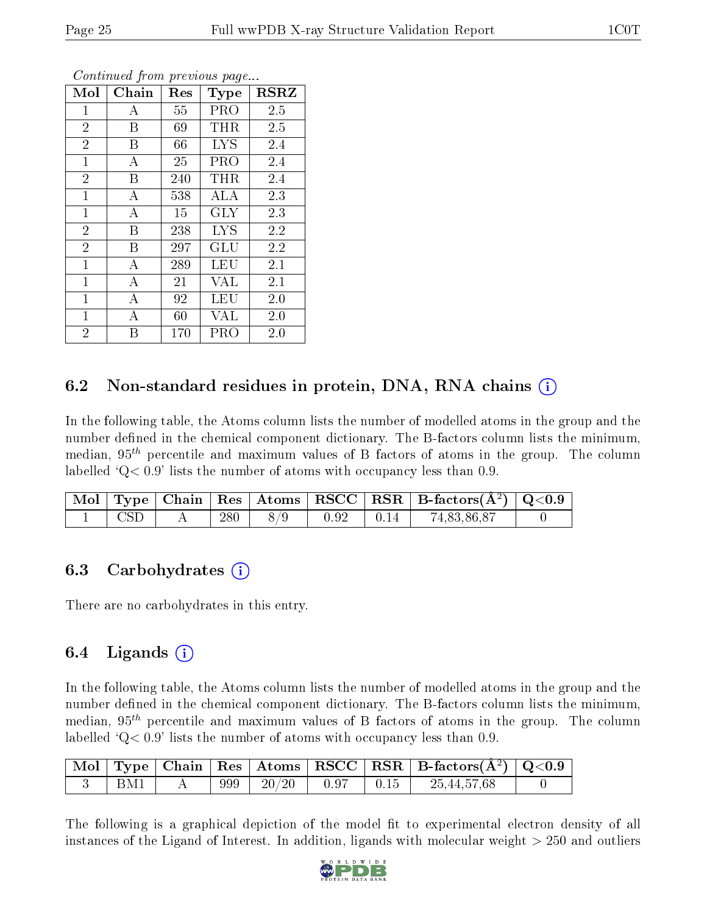*Continued from previous page...*

| Mol | Chain | Res | Type | RSRZ |
|---|---|---|---|---|
| 1 | A | 55 | PRO | 2.5 |
| 2 | B | 69 | THR | 2.5 |
| 2 | B | 66 | LYS | 2.4 |
| 1 | A | 25 | PRO | 2.4 |
| 2 | B | 240 | THR | 2.4 |
| 1 | A | 538 | ALA | 2.3 |
| 1 | A | 15 | GLY | 2.3 |
| 2 | B | 238 | LYS | 2.2 |
| 2 | B | 297 | GLU | 2.2 |
| 1 | A | 289 | LEU | 2.1 |
| 1 | A | 21 | VAL | 2.1 |
| 1 | A | 92 | LEU | 2.0 |
| 1 | A | 60 | VAL | 2.0 |
| 2 | B | 170 | PRO | 2.0 |

## 6.2 Non-standard residues in protein, DNA, RNA chains (i)

In the following table, the Atoms column lists the number of modelled atoms in the group and the number defined in the chemical component dictionary. The B-factors column lists the minimum, median, $95^{th}$ percentile and maximum values of B factors of atoms in the group. The column labelled 'Q< 0.9' lists the number of atoms with occupancy less than 0.9.

| Mol | Type | Chain | Res | Atoms | RSCC | RSR | B-factors(Å$^2$) | Q<0.9 |
|---|---|---|---|---|---|---|---|---|
| 1 | CSD | A | 280 | 8/9 | 0.92 | 0.14 | 74,83,86,87 | 0 |

## 6.3 Carbohydrates (i)

There are no carbohydrates in this entry.

## 6.4 Ligands (i)

In the following table, the Atoms column lists the number of modelled atoms in the group and the number defined in the chemical component dictionary. The B-factors column lists the minimum, median, $95^{th}$ percentile and maximum values of B factors of atoms in the group. The column labelled 'Q< 0.9' lists the number of atoms with occupancy less than 0.9.

| Mol | Type | Chain | Res | Atoms | RSCC | RSR | B-factors(Å$^2$) | Q<0.9 |
|---|---|---|---|---|---|---|---|---|
| 3 | BM1 | A | 999 | 20/20 | 0.97 | 0.15 | 25,44,57,68 | 0 |

The following is a graphical depiction of the model fit to experimental electron density of all instances of the Ligand of Interest. In addition, ligands with molecular weight > 250 and outliers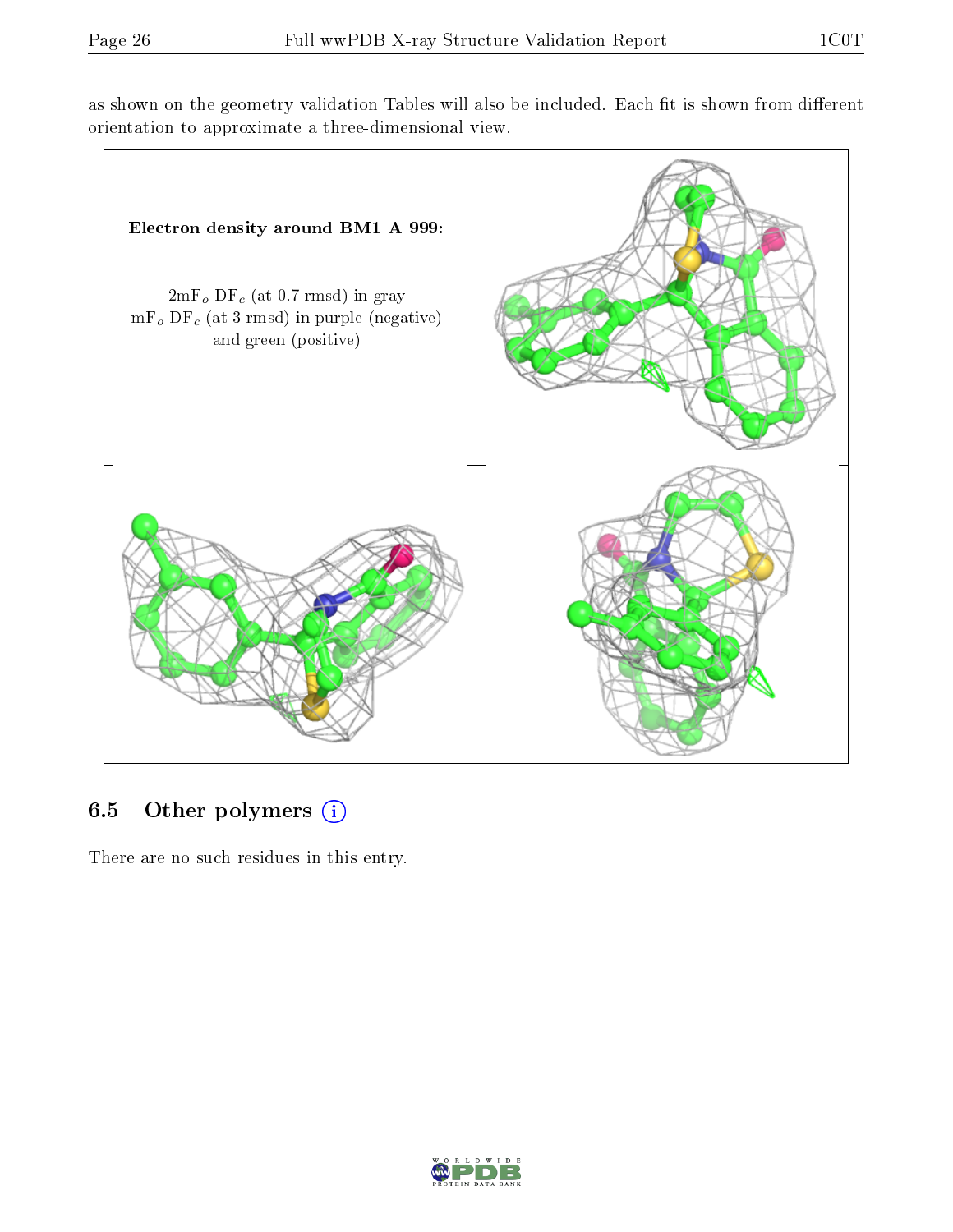as shown on the geometry validation Tables will also be included. Each fit is shown from different orientation to approximate a three-dimensional view.

**Electron density around BM1 A 999:**

2mF$_o$-DF$_c$ (at 0.7 rmsd) in gray
mF$_o$-DF$_c$ (at 3 rmsd) in purple (negative) and green (positive)

## 6.5 Other polymers

There are no such residues in this entry.